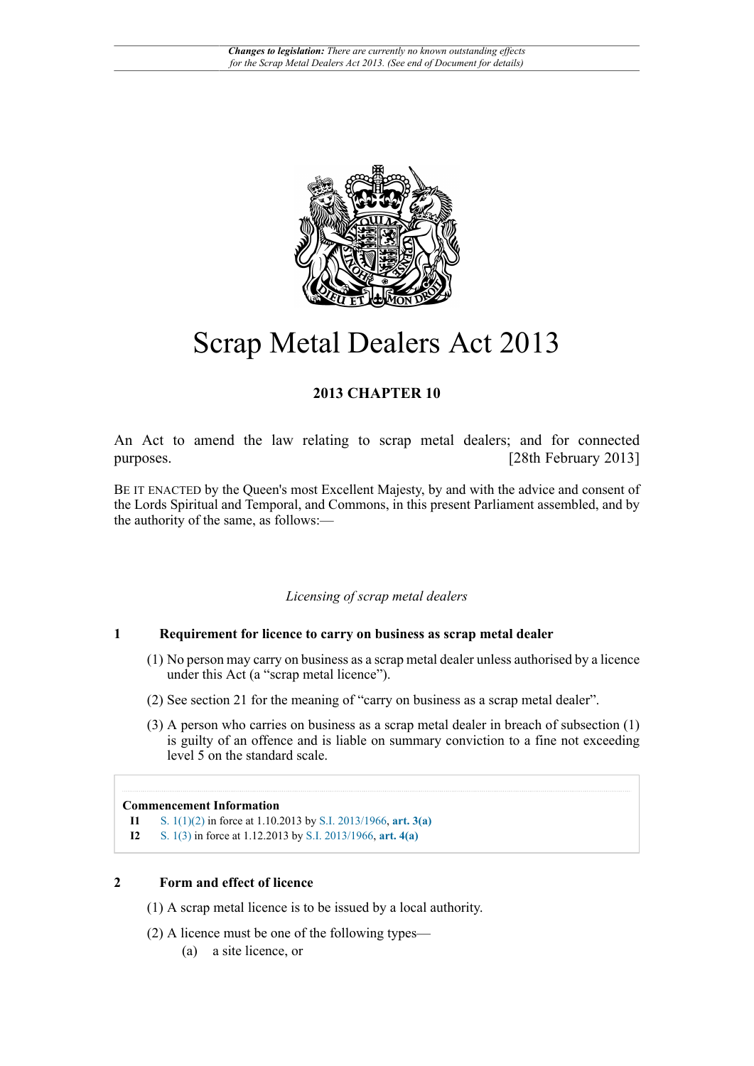*Changes to legislation: There are currently no known outstanding effects for the Scrap Metal Dealers Act 2013. (See end of Document for details)*

# Scrap Metal Dealers Act 2013

**2013 CHAPTER 10**

An Act to amend the law relating to scrap metal dealers; and for connected purposes. [28th February 2013]

BE IT ENACTED by the Queen's most Excellent Majesty, by and with the advice and consent of the Lords Spiritual and Temporal, and Commons, in this present Parliament assembled, and by the authority of the same, as follows:—

*Licensing of scrap metal dealers*

### 1 Requirement for licence to carry on business as scrap metal dealer

(1) No person may carry on business as a scrap metal dealer unless authorised by a licence under this Act (a "scrap metal licence").

(2) See section 21 for the meaning of "carry on business as a scrap metal dealer".

(3) A person who carries on business as a scrap metal dealer in breach of subsection (1) is guilty of an offence and is liable on summary conviction to a fine not exceeding level 5 on the standard scale.

**Commencement Information**

**I1** S. 1(1)(2) in force at 1.10.2013 by S.I. 2013/1966, **art. 3(a)**

**I2** S. 1(3) in force at 1.12.2013 by S.I. 2013/1966, **art. 4(a)**

### 2 Form and effect of licence

(1) A scrap metal licence is to be issued by a local authority.

(2) A licence must be one of the following types—

(a) a site licence, or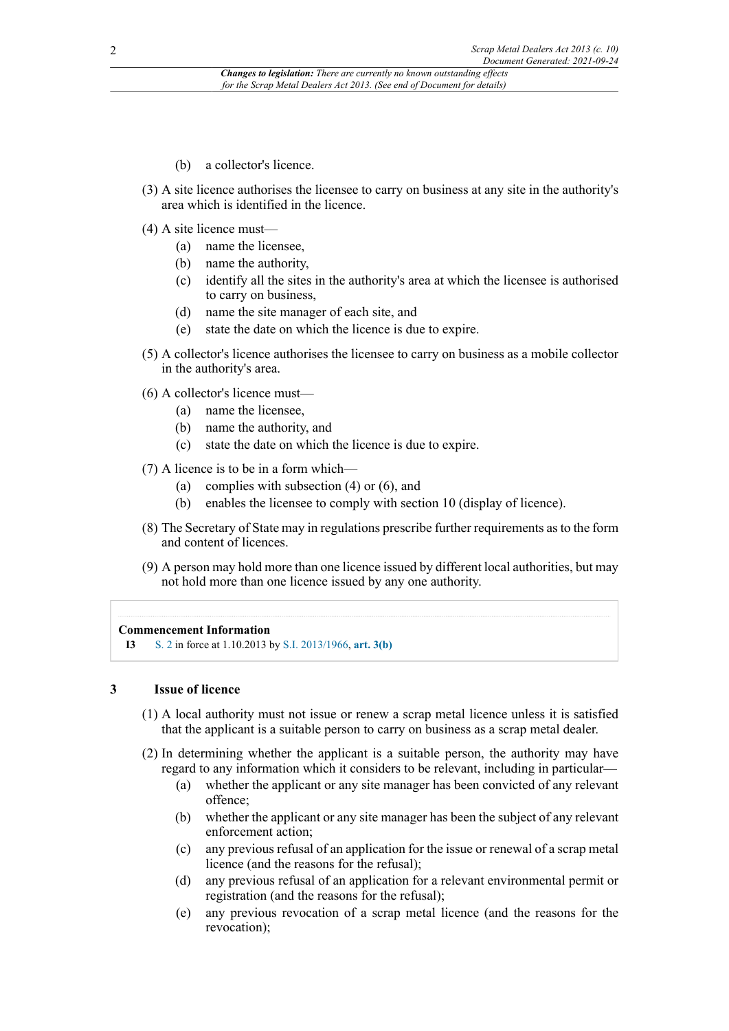(b) a collector's licence.

(3) A site licence authorises the licensee to carry on business at any site in the authority's area which is identified in the licence.

(4) A site licence must—

(a) name the licensee,

(b) name the authority,

(c) identify all the sites in the authority's area at which the licensee is authorised to carry on business,

(d) name the site manager of each site, and

(e) state the date on which the licence is due to expire.

(5) A collector's licence authorises the licensee to carry on business as a mobile collector in the authority's area.

(6) A collector's licence must—

(a) name the licensee,

(b) name the authority, and

(c) state the date on which the licence is due to expire.

(7) A licence is to be in a form which—

(a) complies with subsection (4) or (6), and

(b) enables the licensee to comply with section 10 (display of licence).

(8) The Secretary of State may in regulations prescribe further requirements as to the form and content of licences.

(9) A person may hold more than one licence issued by different local authorities, but may not hold more than one licence issued by any one authority.

**Commencement Information**

**I3** S. 2 in force at 1.10.2013 by S.I. 2013/1966, **art. 3(b)**

## 3 Issue of licence

(1) A local authority must not issue or renew a scrap metal licence unless it is satisfied that the applicant is a suitable person to carry on business as a scrap metal dealer.

(2) In determining whether the applicant is a suitable person, the authority may have regard to any information which it considers to be relevant, including in particular—

(a) whether the applicant or any site manager has been convicted of any relevant offence;

(b) whether the applicant or any site manager has been the subject of any relevant enforcement action;

(c) any previous refusal of an application for the issue or renewal of a scrap metal licence (and the reasons for the refusal);

(d) any previous refusal of an application for a relevant environmental permit or registration (and the reasons for the refusal);

(e) any previous revocation of a scrap metal licence (and the reasons for the revocation);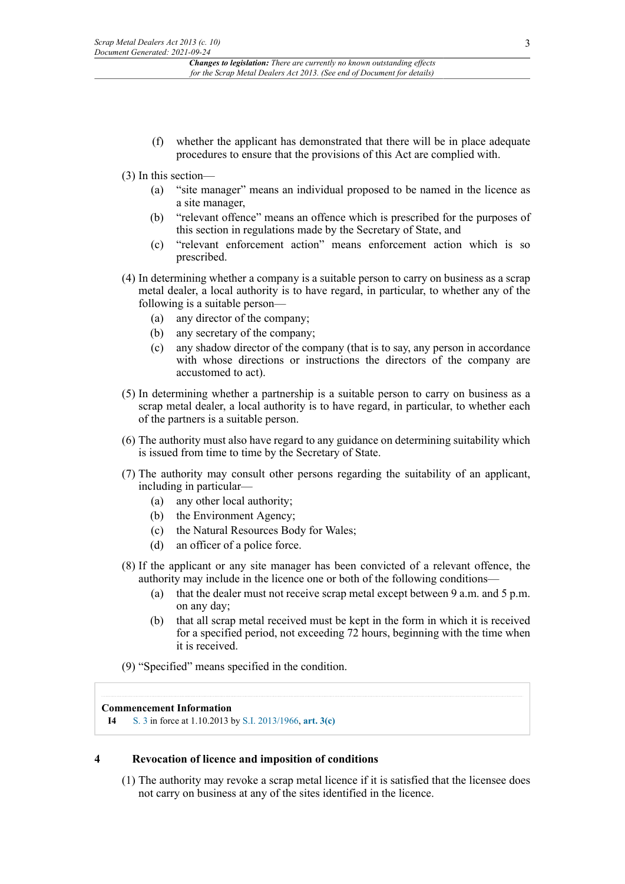(f) whether the applicant has demonstrated that there will be in place adequate procedures to ensure that the provisions of this Act are complied with.

(3) In this section—

(a) "site manager" means an individual proposed to be named in the licence as a site manager,

(b) "relevant offence" means an offence which is prescribed for the purposes of this section in regulations made by the Secretary of State, and

(c) "relevant enforcement action" means enforcement action which is so prescribed.

(4) In determining whether a company is a suitable person to carry on business as a scrap metal dealer, a local authority is to have regard, in particular, to whether any of the following is a suitable person—

(a) any director of the company;

(b) any secretary of the company;

(c) any shadow director of the company (that is to say, any person in accordance with whose directions or instructions the directors of the company are accustomed to act).

(5) In determining whether a partnership is a suitable person to carry on business as a scrap metal dealer, a local authority is to have regard, in particular, to whether each of the partners is a suitable person.

(6) The authority must also have regard to any guidance on determining suitability which is issued from time to time by the Secretary of State.

(7) The authority may consult other persons regarding the suitability of an applicant, including in particular—

(a) any other local authority;

(b) the Environment Agency;

(c) the Natural Resources Body for Wales;

(d) an officer of a police force.

(8) If the applicant or any site manager has been convicted of a relevant offence, the authority may include in the licence one or both of the following conditions—

(a) that the dealer must not receive scrap metal except between 9 a.m. and 5 p.m. on any day;

(b) that all scrap metal received must be kept in the form in which it is received for a specified period, not exceeding 72 hours, beginning with the time when it is received.

(9) "Specified" means specified in the condition.

**Commencement Information**

**I4** S. 3 in force at 1.10.2013 by S.I. 2013/1966, **art. 3(c)**

## 4 Revocation of licence and imposition of conditions

(1) The authority may revoke a scrap metal licence if it is satisfied that the licensee does not carry on business at any of the sites identified in the licence.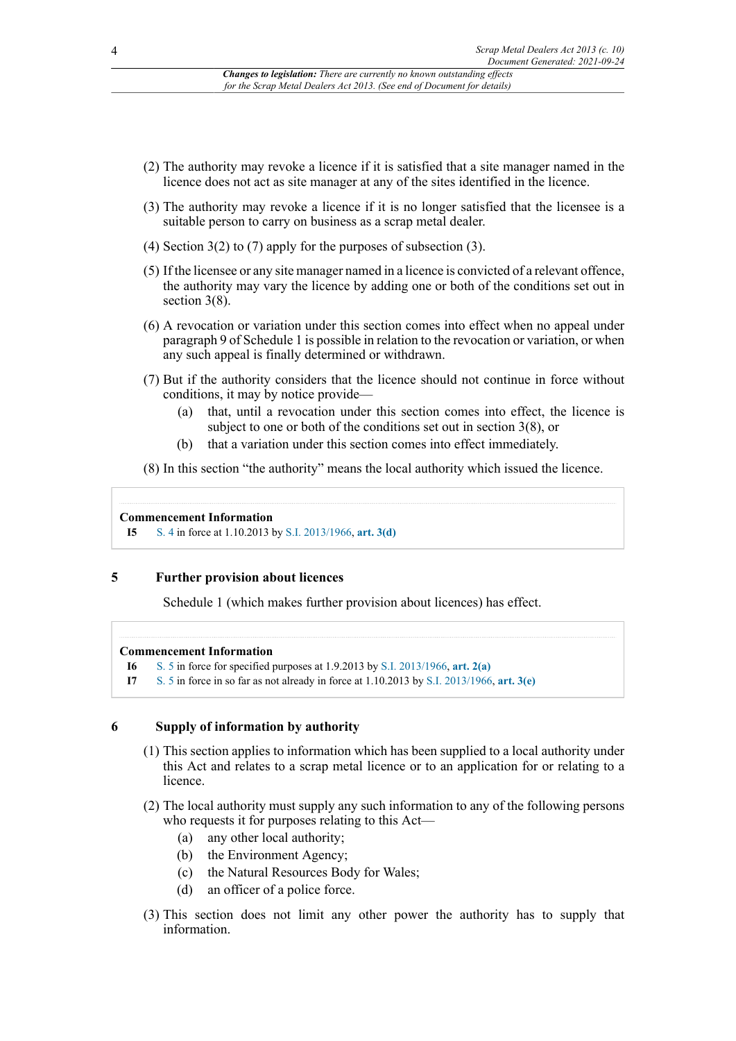(2) The authority may revoke a licence if it is satisfied that a site manager named in the licence does not act as site manager at any of the sites identified in the licence.

(3) The authority may revoke a licence if it is no longer satisfied that the licensee is a suitable person to carry on business as a scrap metal dealer.

(4) Section 3(2) to (7) apply for the purposes of subsection (3).

(5) If the licensee or any site manager named in a licence is convicted of a relevant offence, the authority may vary the licence by adding one or both of the conditions set out in section 3(8).

(6) A revocation or variation under this section comes into effect when no appeal under paragraph 9 of Schedule 1 is possible in relation to the revocation or variation, or when any such appeal is finally determined or withdrawn.

(7) But if the authority considers that the licence should not continue in force without conditions, it may by notice provide—

- (a) that, until a revocation under this section comes into effect, the licence is subject to one or both of the conditions set out in section 3(8), or
- (b) that a variation under this section comes into effect immediately.

(8) In this section "the authority" means the local authority which issued the licence.

**Commencement Information**

**I5** S. 4 in force at 1.10.2013 by S.I. 2013/1966, **art. 3(d)**

## 5 Further provision about licences

Schedule 1 (which makes further provision about licences) has effect.

**Commencement Information**

**I6** S. 5 in force for specified purposes at 1.9.2013 by S.I. 2013/1966, **art. 2(a)**

**I7** S. 5 in force in so far as not already in force at 1.10.2013 by S.I. 2013/1966, **art. 3(e)**

## 6 Supply of information by authority

(1) This section applies to information which has been supplied to a local authority under this Act and relates to a scrap metal licence or to an application for or relating to a licence.

(2) The local authority must supply any such information to any of the following persons who requests it for purposes relating to this Act—

- (a) any other local authority;
- (b) the Environment Agency;
- (c) the Natural Resources Body for Wales;
- (d) an officer of a police force.

(3) This section does not limit any other power the authority has to supply that information.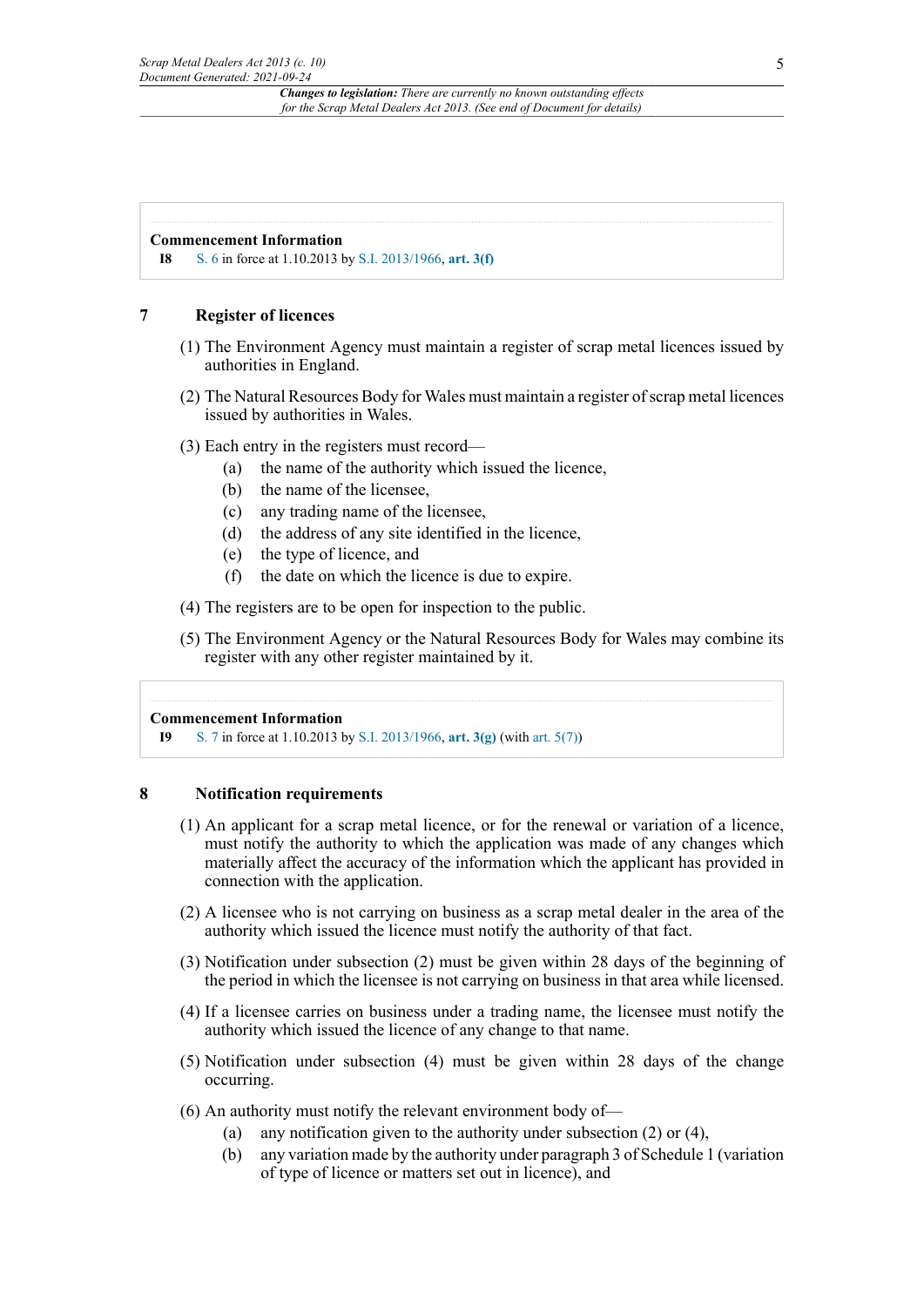**Commencement Information**

**I8** S. 6 in force at 1.10.2013 by S.I. 2013/1966, **art. 3(f)**

## 7 Register of licences

(1) The Environment Agency must maintain a register of scrap metal licences issued by authorities in England.

(2) The Natural Resources Body for Wales must maintain a register of scrap metal licences issued by authorities in Wales.

(3) Each entry in the registers must record—

(a) the name of the authority which issued the licence,

(b) the name of the licensee,

(c) any trading name of the licensee,

(d) the address of any site identified in the licence,

(e) the type of licence, and

(f) the date on which the licence is due to expire.

(4) The registers are to be open for inspection to the public.

(5) The Environment Agency or the Natural Resources Body for Wales may combine its register with any other register maintained by it.

**Commencement Information**

**I9** S. 7 in force at 1.10.2013 by S.I. 2013/1966, **art. 3(g)** (with art. 5(7))

## 8 Notification requirements

(1) An applicant for a scrap metal licence, or for the renewal or variation of a licence, must notify the authority to which the application was made of any changes which materially affect the accuracy of the information which the applicant has provided in connection with the application.

(2) A licensee who is not carrying on business as a scrap metal dealer in the area of the authority which issued the licence must notify the authority of that fact.

(3) Notification under subsection (2) must be given within 28 days of the beginning of the period in which the licensee is not carrying on business in that area while licensed.

(4) If a licensee carries on business under a trading name, the licensee must notify the authority which issued the licence of any change to that name.

(5) Notification under subsection (4) must be given within 28 days of the change occurring.

(6) An authority must notify the relevant environment body of—

(a) any notification given to the authority under subsection (2) or (4),

(b) any variation made by the authority under paragraph 3 of Schedule 1 (variation of type of licence or matters set out in licence), and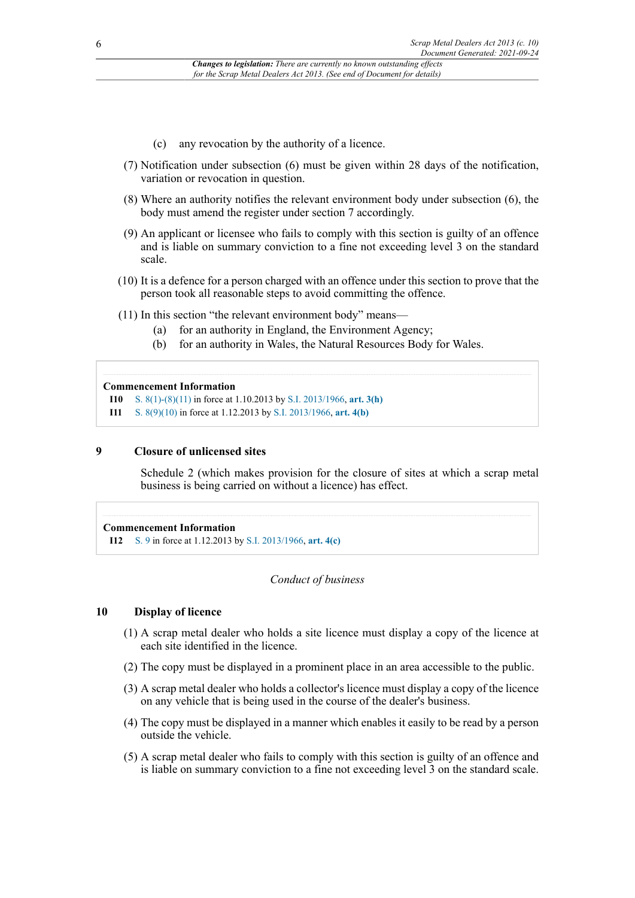(c) any revocation by the authority of a licence.

(7) Notification under subsection (6) must be given within 28 days of the notification, variation or revocation in question.

(8) Where an authority notifies the relevant environment body under subsection (6), the body must amend the register under section 7 accordingly.

(9) An applicant or licensee who fails to comply with this section is guilty of an offence and is liable on summary conviction to a fine not exceeding level 3 on the standard scale.

(10) It is a defence for a person charged with an offence under this section to prove that the person took all reasonable steps to avoid committing the offence.

(11) In this section "the relevant environment body" means—

(a) for an authority in England, the Environment Agency;

(b) for an authority in Wales, the Natural Resources Body for Wales.

**Commencement Information**

**I10** S. 8(1)-(8)(11) in force at 1.10.2013 by S.I. 2013/1966, **art. 3(h)**

**I11** S. 8(9)(10) in force at 1.12.2013 by S.I. 2013/1966, **art. 4(b)**

## 9 Closure of unlicensed sites

Schedule 2 (which makes provision for the closure of sites at which a scrap metal business is being carried on without a licence) has effect.

**Commencement Information**

**I12** S. 9 in force at 1.12.2013 by S.I. 2013/1966, **art. 4(c)**

*Conduct of business*

## 10 Display of licence

(1) A scrap metal dealer who holds a site licence must display a copy of the licence at each site identified in the licence.

(2) The copy must be displayed in a prominent place in an area accessible to the public.

(3) A scrap metal dealer who holds a collector's licence must display a copy of the licence on any vehicle that is being used in the course of the dealer's business.

(4) The copy must be displayed in a manner which enables it easily to be read by a person outside the vehicle.

(5) A scrap metal dealer who fails to comply with this section is guilty of an offence and is liable on summary conviction to a fine not exceeding level 3 on the standard scale.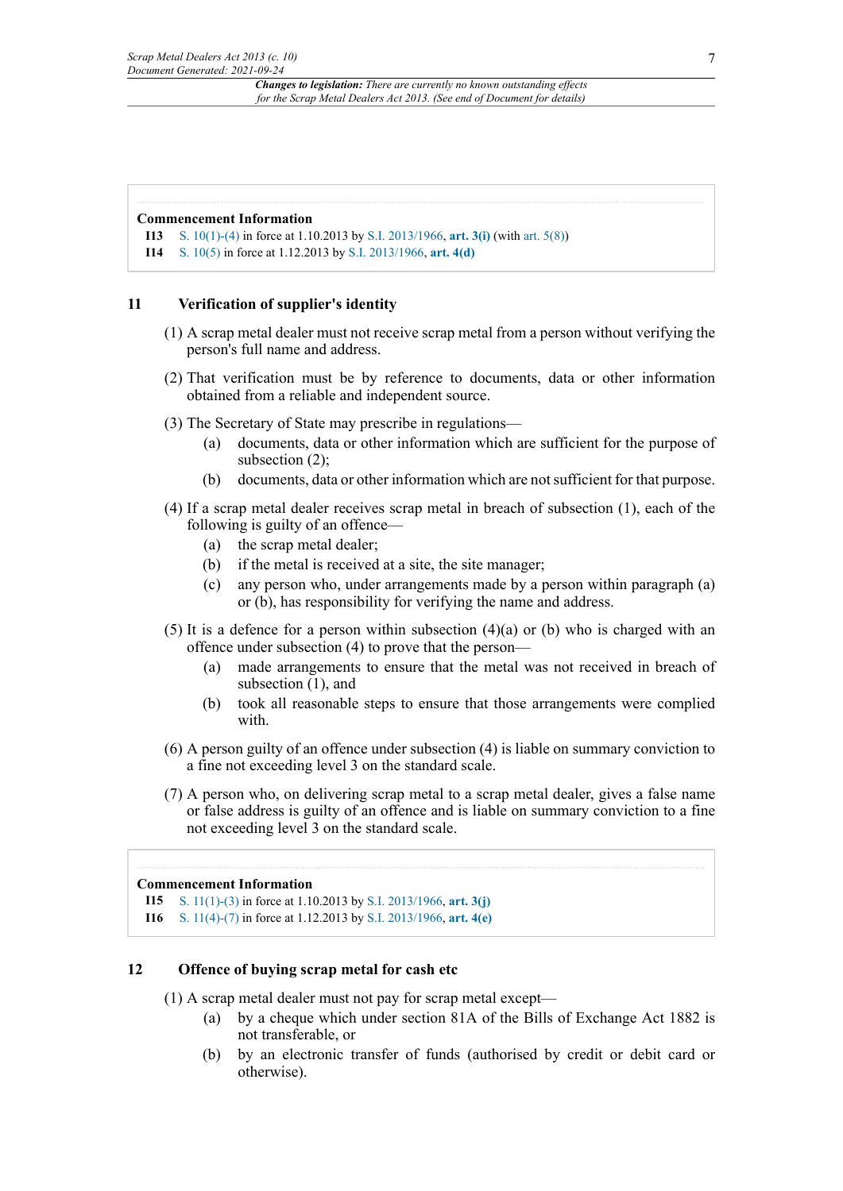**Commencement Information**

**I13** S. 10(1)-(4) in force at 1.10.2013 by S.I. 2013/1966, **art. 3(i)** (with art. 5(8))

**I14** S. 10(5) in force at 1.12.2013 by S.I. 2013/1966, **art. 4(d)**

## 11 Verification of supplier's identity

(1) A scrap metal dealer must not receive scrap metal from a person without verifying the person's full name and address.

(2) That verification must be by reference to documents, data or other information obtained from a reliable and independent source.

(3) The Secretary of State may prescribe in regulations—

- (a) documents, data or other information which are sufficient for the purpose of subsection (2);
- (b) documents, data or other information which are not sufficient for that purpose.

(4) If a scrap metal dealer receives scrap metal in breach of subsection (1), each of the following is guilty of an offence—

- (a) the scrap metal dealer;
- (b) if the metal is received at a site, the site manager;
- (c) any person who, under arrangements made by a person within paragraph (a) or (b), has responsibility for verifying the name and address.

(5) It is a defence for a person within subsection (4)(a) or (b) who is charged with an offence under subsection (4) to prove that the person—

- (a) made arrangements to ensure that the metal was not received in breach of subsection (1), and
- (b) took all reasonable steps to ensure that those arrangements were complied with.

(6) A person guilty of an offence under subsection (4) is liable on summary conviction to a fine not exceeding level 3 on the standard scale.

(7) A person who, on delivering scrap metal to a scrap metal dealer, gives a false name or false address is guilty of an offence and is liable on summary conviction to a fine not exceeding level 3 on the standard scale.

**Commencement Information**

**I15** S. 11(1)-(3) in force at 1.10.2013 by S.I. 2013/1966, **art. 3(j)**

**I16** S. 11(4)-(7) in force at 1.12.2013 by S.I. 2013/1966, **art. 4(e)**

## 12 Offence of buying scrap metal for cash etc

(1) A scrap metal dealer must not pay for scrap metal except—

- (a) by a cheque which under section 81A of the Bills of Exchange Act 1882 is not transferable, or
- (b) by an electronic transfer of funds (authorised by credit or debit card or otherwise).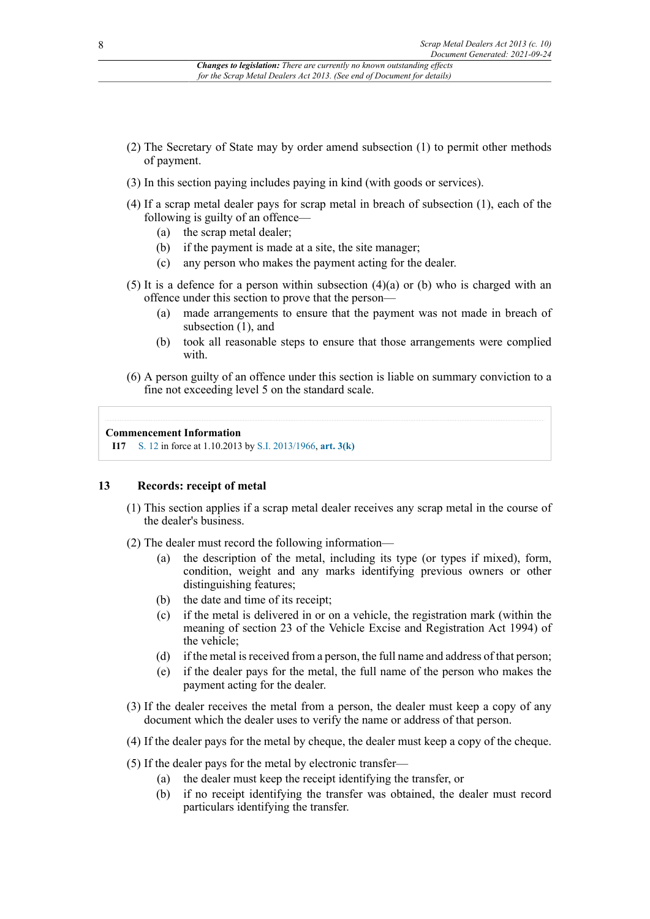(2) The Secretary of State may by order amend subsection (1) to permit other methods of payment.

(3) In this section paying includes paying in kind (with goods or services).

(4) If a scrap metal dealer pays for scrap metal in breach of subsection (1), each of the following is guilty of an offence—

(a) the scrap metal dealer;

(b) if the payment is made at a site, the site manager;

(c) any person who makes the payment acting for the dealer.

(5) It is a defence for a person within subsection (4)(a) or (b) who is charged with an offence under this section to prove that the person—

(a) made arrangements to ensure that the payment was not made in breach of subsection (1), and

(b) took all reasonable steps to ensure that those arrangements were complied with.

(6) A person guilty of an offence under this section is liable on summary conviction to a fine not exceeding level 5 on the standard scale.

**Commencement Information**

**I17** S. 12 in force at 1.10.2013 by S.I. 2013/1966, **art. 3(k)**

## 13 Records: receipt of metal

(1) This section applies if a scrap metal dealer receives any scrap metal in the course of the dealer's business.

(2) The dealer must record the following information—

(a) the description of the metal, including its type (or types if mixed), form, condition, weight and any marks identifying previous owners or other distinguishing features;

(b) the date and time of its receipt;

(c) if the metal is delivered in or on a vehicle, the registration mark (within the meaning of section 23 of the Vehicle Excise and Registration Act 1994) of the vehicle;

(d) if the metal is received from a person, the full name and address of that person;

(e) if the dealer pays for the metal, the full name of the person who makes the payment acting for the dealer.

(3) If the dealer receives the metal from a person, the dealer must keep a copy of any document which the dealer uses to verify the name or address of that person.

(4) If the dealer pays for the metal by cheque, the dealer must keep a copy of the cheque.

(5) If the dealer pays for the metal by electronic transfer—

(a) the dealer must keep the receipt identifying the transfer, or

(b) if no receipt identifying the transfer was obtained, the dealer must record particulars identifying the transfer.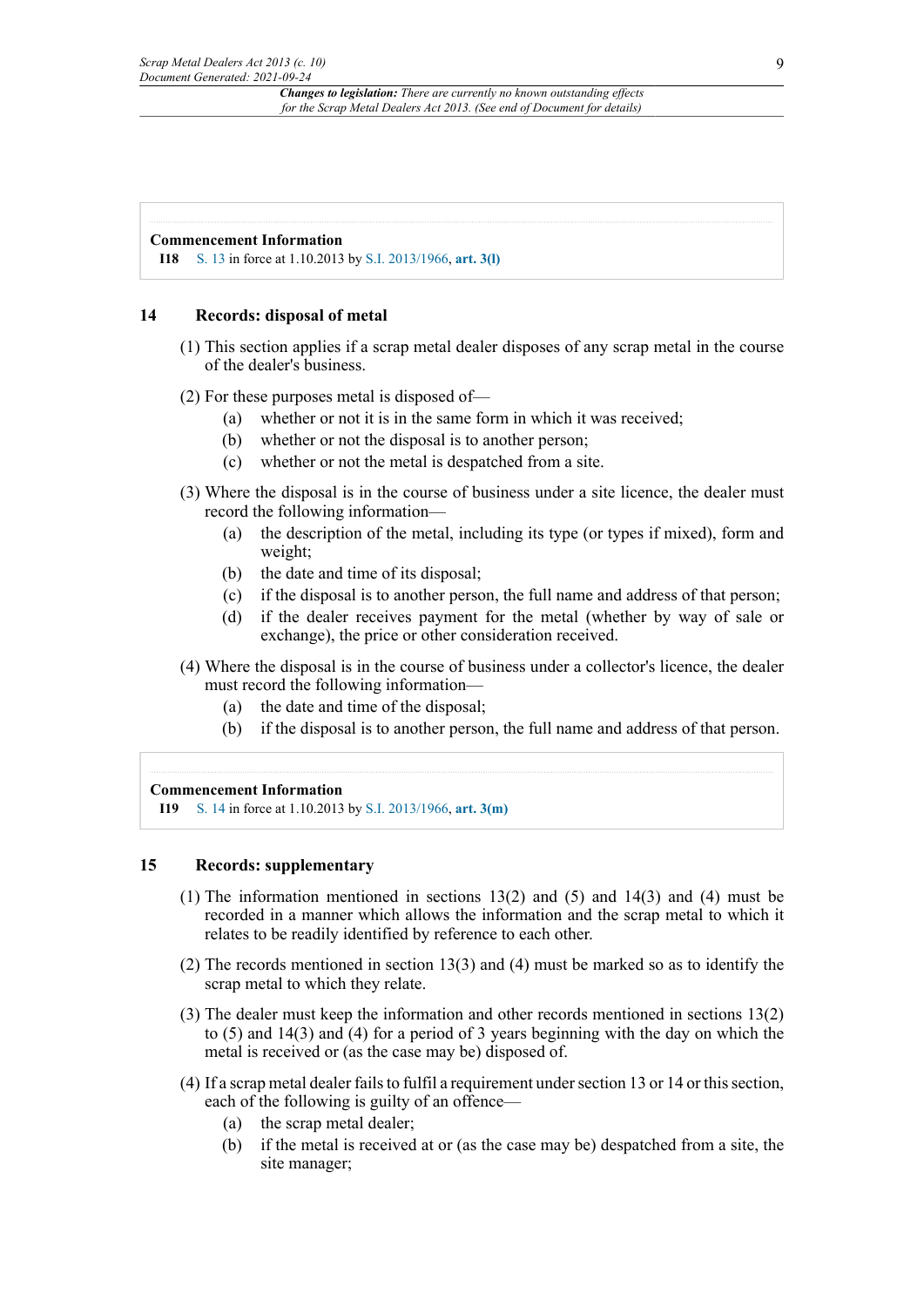**Commencement Information**

**I18** S. 13 in force at 1.10.2013 by S.I. 2013/1966, **art. 3(l)**

## 14 Records: disposal of metal

(1) This section applies if a scrap metal dealer disposes of any scrap metal in the course of the dealer's business.

(2) For these purposes metal is disposed of—

- (a) whether or not it is in the same form in which it was received;
- (b) whether or not the disposal is to another person;
- (c) whether or not the metal is despatched from a site.

(3) Where the disposal is in the course of business under a site licence, the dealer must record the following information—

- (a) the description of the metal, including its type (or types if mixed), form and weight;
- (b) the date and time of its disposal;
- (c) if the disposal is to another person, the full name and address of that person;
- (d) if the dealer receives payment for the metal (whether by way of sale or exchange), the price or other consideration received.

(4) Where the disposal is in the course of business under a collector's licence, the dealer must record the following information—

- (a) the date and time of the disposal;
- (b) if the disposal is to another person, the full name and address of that person.

**Commencement Information**

**I19** S. 14 in force at 1.10.2013 by S.I. 2013/1966, **art. 3(m)**

## 15 Records: supplementary

(1) The information mentioned in sections 13(2) and (5) and 14(3) and (4) must be recorded in a manner which allows the information and the scrap metal to which it relates to be readily identified by reference to each other.

(2) The records mentioned in section 13(3) and (4) must be marked so as to identify the scrap metal to which they relate.

(3) The dealer must keep the information and other records mentioned in sections 13(2) to (5) and 14(3) and (4) for a period of 3 years beginning with the day on which the metal is received or (as the case may be) disposed of.

(4) If a scrap metal dealer fails to fulfil a requirement under section 13 or 14 or this section, each of the following is guilty of an offence—

- (a) the scrap metal dealer;
- (b) if the metal is received at or (as the case may be) despatched from a site, the site manager;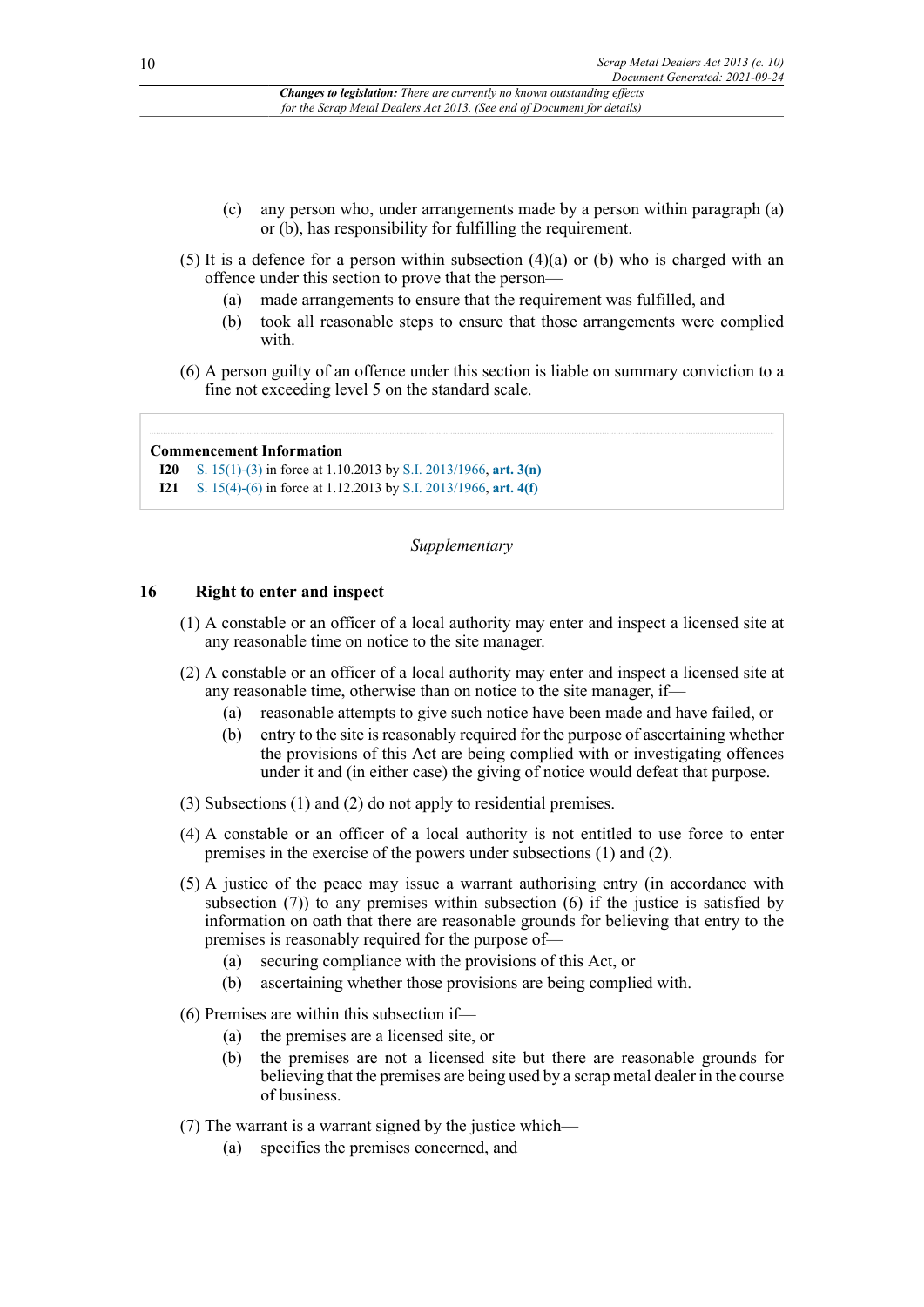(c) any person who, under arrangements made by a person within paragraph (a) or (b), has responsibility for fulfilling the requirement.

(5) It is a defence for a person within subsection (4)(a) or (b) who is charged with an offence under this section to prove that the person—

(a) made arrangements to ensure that the requirement was fulfilled, and

(b) took all reasonable steps to ensure that those arrangements were complied with.

(6) A person guilty of an offence under this section is liable on summary conviction to a fine not exceeding level 5 on the standard scale.

**Commencement Information**

**I20** S. 15(1)-(3) in force at 1.10.2013 by S.I. 2013/1966, **art. 3(n)**

**I21** S. 15(4)-(6) in force at 1.12.2013 by S.I. 2013/1966, **art. 4(f)**

*Supplementary*

## 16 Right to enter and inspect

(1) A constable or an officer of a local authority may enter and inspect a licensed site at any reasonable time on notice to the site manager.

(2) A constable or an officer of a local authority may enter and inspect a licensed site at any reasonable time, otherwise than on notice to the site manager, if—

(a) reasonable attempts to give such notice have been made and have failed, or

(b) entry to the site is reasonably required for the purpose of ascertaining whether the provisions of this Act are being complied with or investigating offences under it and (in either case) the giving of notice would defeat that purpose.

(3) Subsections (1) and (2) do not apply to residential premises.

(4) A constable or an officer of a local authority is not entitled to use force to enter premises in the exercise of the powers under subsections (1) and (2).

(5) A justice of the peace may issue a warrant authorising entry (in accordance with subsection (7)) to any premises within subsection (6) if the justice is satisfied by information on oath that there are reasonable grounds for believing that entry to the premises is reasonably required for the purpose of—

(a) securing compliance with the provisions of this Act, or

(b) ascertaining whether those provisions are being complied with.

(6) Premises are within this subsection if—

(a) the premises are a licensed site, or

(b) the premises are not a licensed site but there are reasonable grounds for believing that the premises are being used by a scrap metal dealer in the course of business.

(7) The warrant is a warrant signed by the justice which—

(a) specifies the premises concerned, and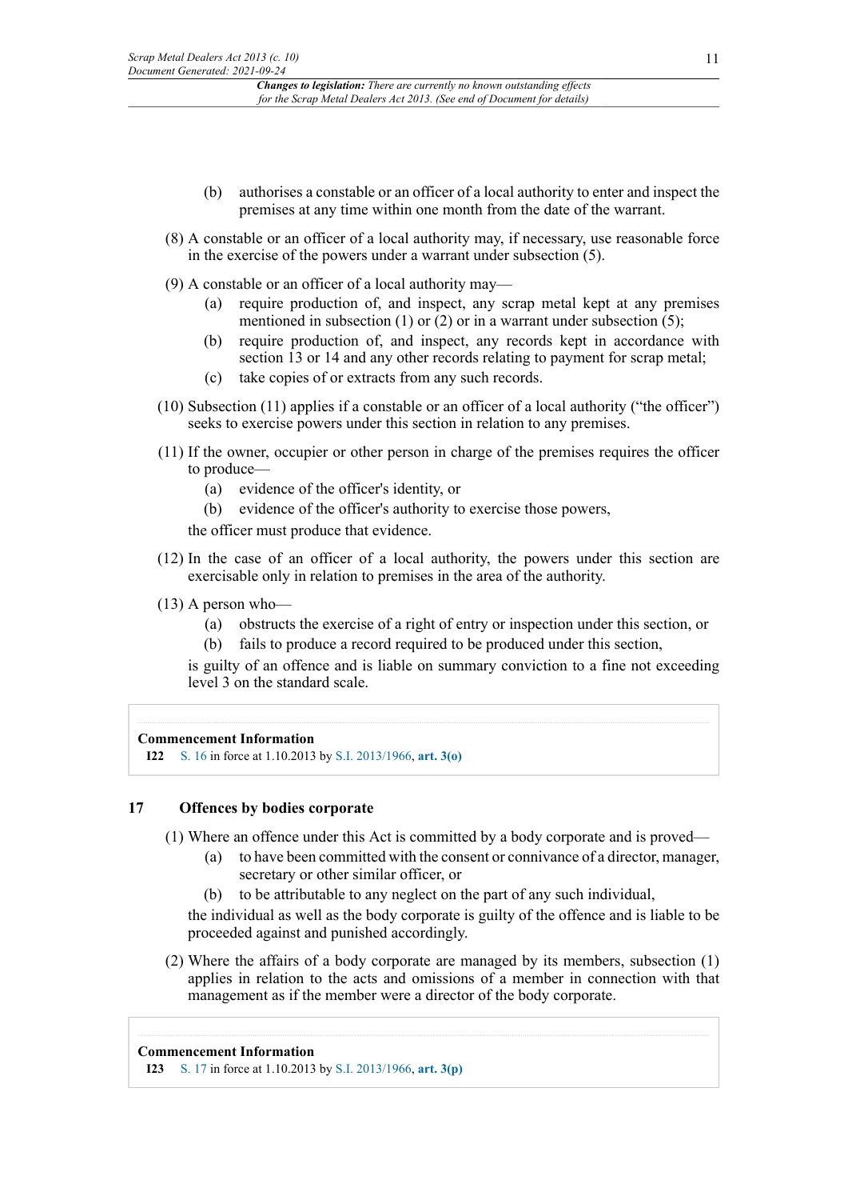(b) authorises a constable or an officer of a local authority to enter and inspect the premises at any time within one month from the date of the warrant.

(8) A constable or an officer of a local authority may, if necessary, use reasonable force in the exercise of the powers under a warrant under subsection (5).

(9) A constable or an officer of a local authority may—

(a) require production of, and inspect, any scrap metal kept at any premises mentioned in subsection (1) or (2) or in a warrant under subsection (5);

(b) require production of, and inspect, any records kept in accordance with section 13 or 14 and any other records relating to payment for scrap metal;

(c) take copies of or extracts from any such records.

(10) Subsection (11) applies if a constable or an officer of a local authority ("the officer") seeks to exercise powers under this section in relation to any premises.

(11) If the owner, occupier or other person in charge of the premises requires the officer to produce—

(a) evidence of the officer's identity, or

(b) evidence of the officer's authority to exercise those powers,

the officer must produce that evidence.

(12) In the case of an officer of a local authority, the powers under this section are exercisable only in relation to premises in the area of the authority.

(13) A person who—

(a) obstructs the exercise of a right of entry or inspection under this section, or

(b) fails to produce a record required to be produced under this section,

is guilty of an offence and is liable on summary conviction to a fine not exceeding level 3 on the standard scale.

**Commencement Information**

**I22** S. 16 in force at 1.10.2013 by S.I. 2013/1966, **art. 3(o)**

## 17 Offences by bodies corporate

(1) Where an offence under this Act is committed by a body corporate and is proved—

(a) to have been committed with the consent or connivance of a director, manager, secretary or other similar officer, or

(b) to be attributable to any neglect on the part of any such individual,

the individual as well as the body corporate is guilty of the offence and is liable to be proceeded against and punished accordingly.

(2) Where the affairs of a body corporate are managed by its members, subsection (1) applies in relation to the acts and omissions of a member in connection with that management as if the member were a director of the body corporate.

**Commencement Information**

**I23** S. 17 in force at 1.10.2013 by S.I. 2013/1966, **art. 3(p)**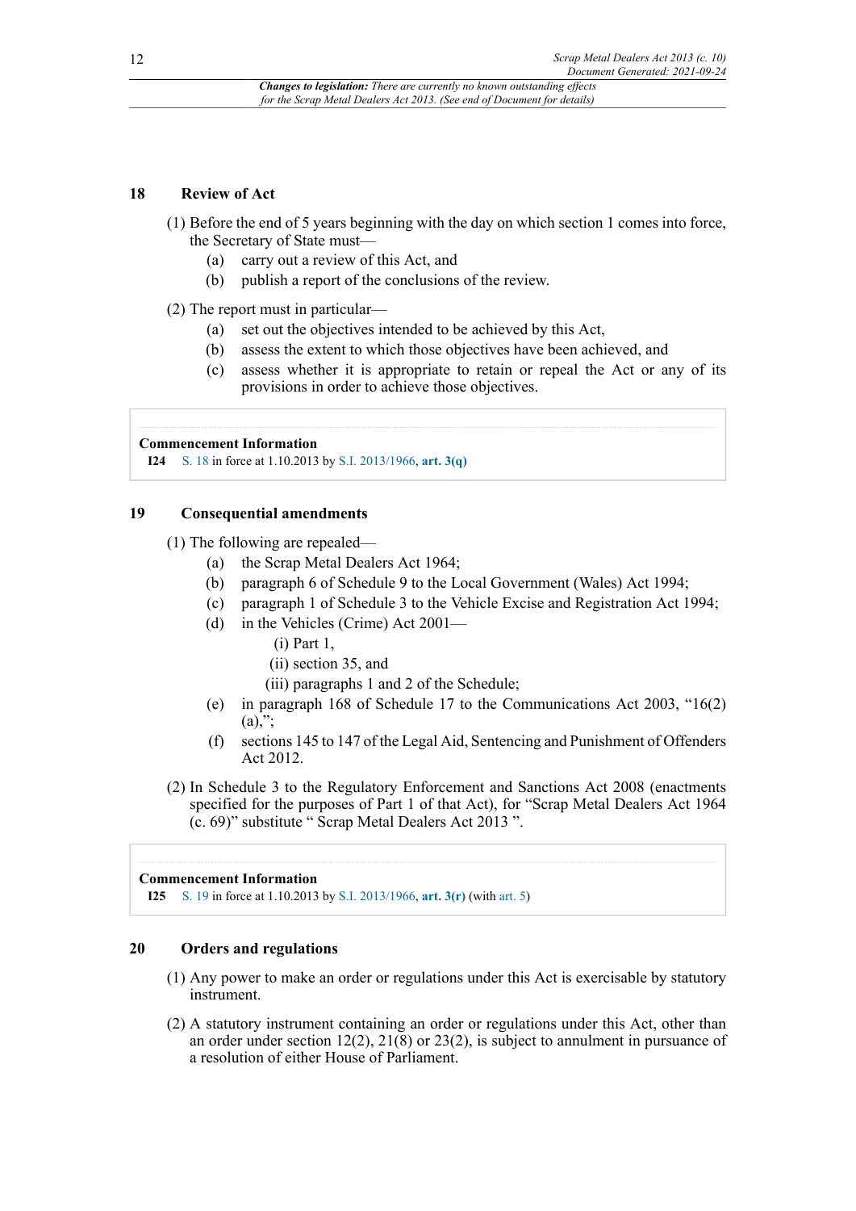### 18 Review of Act

(1) Before the end of 5 years beginning with the day on which section 1 comes into force, the Secretary of State must—

- (a) carry out a review of this Act, and
- (b) publish a report of the conclusions of the review.

(2) The report must in particular—

- (a) set out the objectives intended to be achieved by this Act,
- (b) assess the extent to which those objectives have been achieved, and
- (c) assess whether it is appropriate to retain or repeal the Act or any of its provisions in order to achieve those objectives.

**Commencement Information**

**I24** S. 18 in force at 1.10.2013 by S.I. 2013/1966, **art. 3(q)**

### 19 Consequential amendments

(1) The following are repealed—

- (a) the Scrap Metal Dealers Act 1964;
- (b) paragraph 6 of Schedule 9 to the Local Government (Wales) Act 1994;
- (c) paragraph 1 of Schedule 3 to the Vehicle Excise and Registration Act 1994;
- (d) in the Vehicles (Crime) Act 2001—
  - (i) Part 1,
  - (ii) section 35, and
  - (iii) paragraphs 1 and 2 of the Schedule;
- (e) in paragraph 168 of Schedule 17 to the Communications Act 2003, "16(2)(a),";
- (f) sections 145 to 147 of the Legal Aid, Sentencing and Punishment of Offenders Act 2012.

(2) In Schedule 3 to the Regulatory Enforcement and Sanctions Act 2008 (enactments specified for the purposes of Part 1 of that Act), for "Scrap Metal Dealers Act 1964 (c. 69)" substitute " Scrap Metal Dealers Act 2013 ".

**Commencement Information**

**I25** S. 19 in force at 1.10.2013 by S.I. 2013/1966, **art. 3(r)** (with art. 5)

### 20 Orders and regulations

(1) Any power to make an order or regulations under this Act is exercisable by statutory instrument.

(2) A statutory instrument containing an order or regulations under this Act, other than an order under section 12(2), 21(8) or 23(2), is subject to annulment in pursuance of a resolution of either House of Parliament.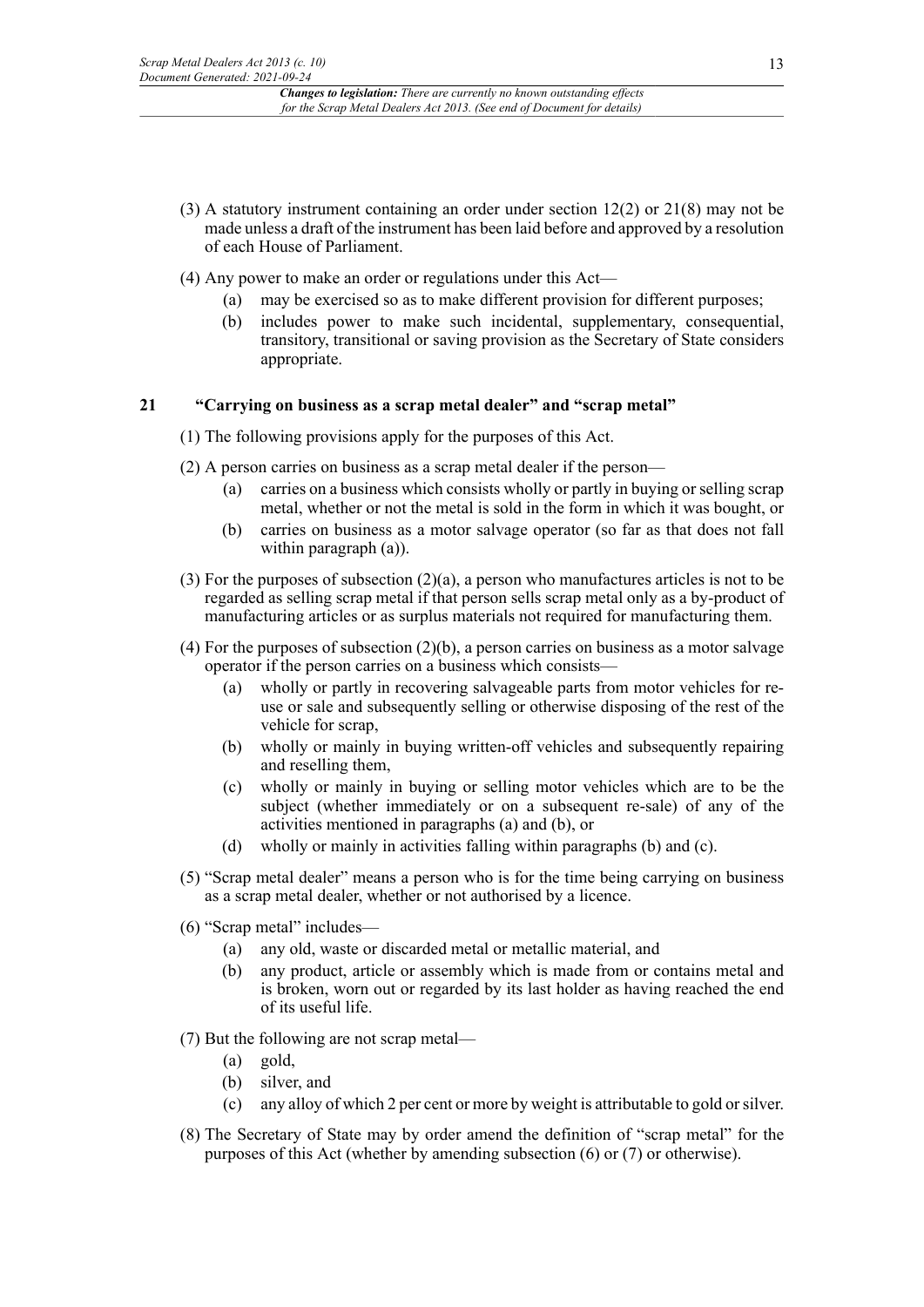(3) A statutory instrument containing an order under section 12(2) or 21(8) may not be made unless a draft of the instrument has been laid before and approved by a resolution of each House of Parliament.

(4) Any power to make an order or regulations under this Act—

- (a) may be exercised so as to make different provision for different purposes;
- (b) includes power to make such incidental, supplementary, consequential, transitory, transitional or saving provision as the Secretary of State considers appropriate.

## 21 "Carrying on business as a scrap metal dealer" and "scrap metal"

(1) The following provisions apply for the purposes of this Act.

(2) A person carries on business as a scrap metal dealer if the person—

- (a) carries on a business which consists wholly or partly in buying or selling scrap metal, whether or not the metal is sold in the form in which it was bought, or
- (b) carries on business as a motor salvage operator (so far as that does not fall within paragraph (a)).

(3) For the purposes of subsection (2)(a), a person who manufactures articles is not to be regarded as selling scrap metal if that person sells scrap metal only as a by-product of manufacturing articles or as surplus materials not required for manufacturing them.

(4) For the purposes of subsection (2)(b), a person carries on business as a motor salvage operator if the person carries on a business which consists—

- (a) wholly or partly in recovering salvageable parts from motor vehicles for re-use or sale and subsequently selling or otherwise disposing of the rest of the vehicle for scrap,
- (b) wholly or mainly in buying written-off vehicles and subsequently repairing and reselling them,
- (c) wholly or mainly in buying or selling motor vehicles which are to be the subject (whether immediately or on a subsequent re-sale) of any of the activities mentioned in paragraphs (a) and (b), or
- (d) wholly or mainly in activities falling within paragraphs (b) and (c).

(5) "Scrap metal dealer" means a person who is for the time being carrying on business as a scrap metal dealer, whether or not authorised by a licence.

(6) "Scrap metal" includes—

- (a) any old, waste or discarded metal or metallic material, and
- (b) any product, article or assembly which is made from or contains metal and is broken, worn out or regarded by its last holder as having reached the end of its useful life.

(7) But the following are not scrap metal—

- (a) gold,
- (b) silver, and
- (c) any alloy of which 2 per cent or more by weight is attributable to gold or silver.

(8) The Secretary of State may by order amend the definition of "scrap metal" for the purposes of this Act (whether by amending subsection (6) or (7) or otherwise).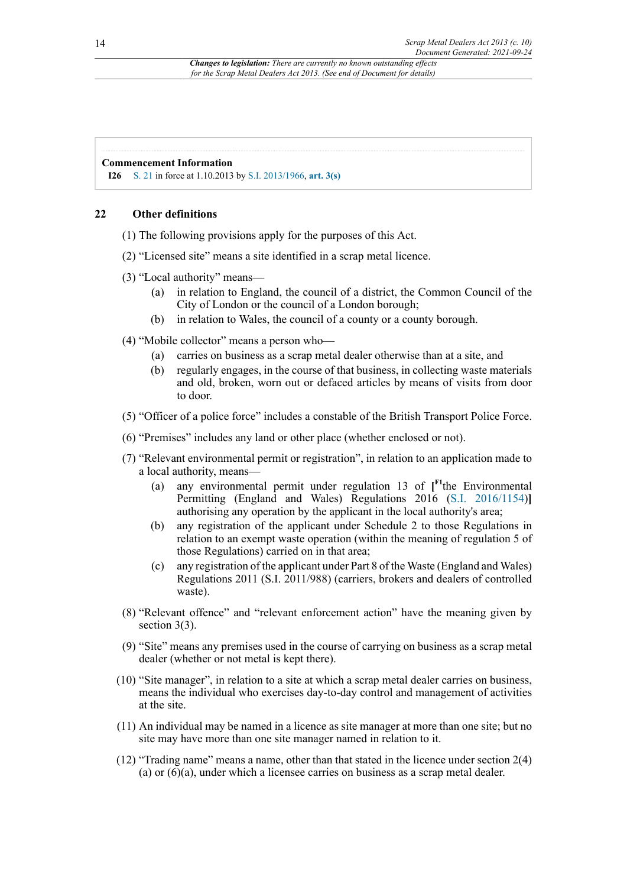**Commencement Information**

**I26** S. 21 in force at 1.10.2013 by S.I. 2013/1966, **art. 3(s)**

## 22 Other definitions

(1) The following provisions apply for the purposes of this Act.

(2) "Licensed site" means a site identified in a scrap metal licence.

(3) "Local authority" means—

(a) in relation to England, the council of a district, the Common Council of the City of London or the council of a London borough;

(b) in relation to Wales, the council of a county or a county borough.

(4) "Mobile collector" means a person who—

(a) carries on business as a scrap metal dealer otherwise than at a site, and

(b) regularly engages, in the course of that business, in collecting waste materials and old, broken, worn out or defaced articles by means of visits from door to door.

(5) "Officer of a police force" includes a constable of the British Transport Police Force.

(6) "Premises" includes any land or other place (whether enclosed or not).

(7) "Relevant environmental permit or registration", in relation to an application made to a local authority, means—

(a) any environmental permit under regulation 13 of [F1the Environmental Permitting (England and Wales) Regulations 2016 (S.I. 2016/1154)] authorising any operation by the applicant in the local authority's area;

(b) any registration of the applicant under Schedule 2 to those Regulations in relation to an exempt waste operation (within the meaning of regulation 5 of those Regulations) carried on in that area;

(c) any registration of the applicant under Part 8 of the Waste (England and Wales) Regulations 2011 (S.I. 2011/988) (carriers, brokers and dealers of controlled waste).

(8) "Relevant offence" and "relevant enforcement action" have the meaning given by section 3(3).

(9) "Site" means any premises used in the course of carrying on business as a scrap metal dealer (whether or not metal is kept there).

(10) "Site manager", in relation to a site at which a scrap metal dealer carries on business, means the individual who exercises day-to-day control and management of activities at the site.

(11) An individual may be named in a licence as site manager at more than one site; but no site may have more than one site manager named in relation to it.

(12) "Trading name" means a name, other than that stated in the licence under section 2(4)(a) or (6)(a), under which a licensee carries on business as a scrap metal dealer.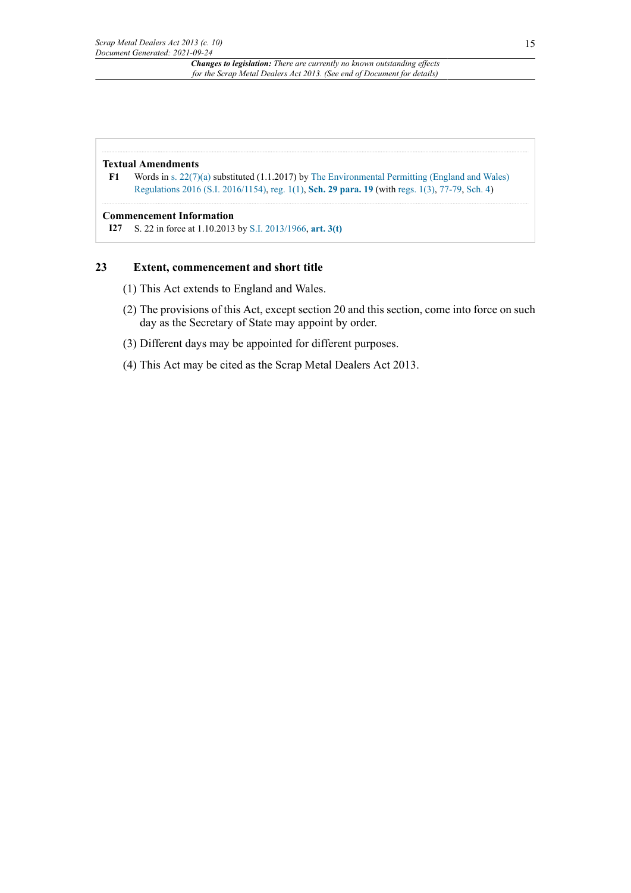**Textual Amendments**

**F1** Words in s. 22(7)(a) substituted (1.1.2017) by The Environmental Permitting (England and Wales) Regulations 2016 (S.I. 2016/1154), reg. 1(1), **Sch. 29 para. 19** (with regs. 1(3), 77-79, Sch. 4)

**Commencement Information**

**I27** S. 22 in force at 1.10.2013 by S.I. 2013/1966, **art. 3(t)**

## 23 Extent, commencement and short title

(1) This Act extends to England and Wales.

(2) The provisions of this Act, except section 20 and this section, come into force on such day as the Secretary of State may appoint by order.

(3) Different days may be appointed for different purposes.

(4) This Act may be cited as the Scrap Metal Dealers Act 2013.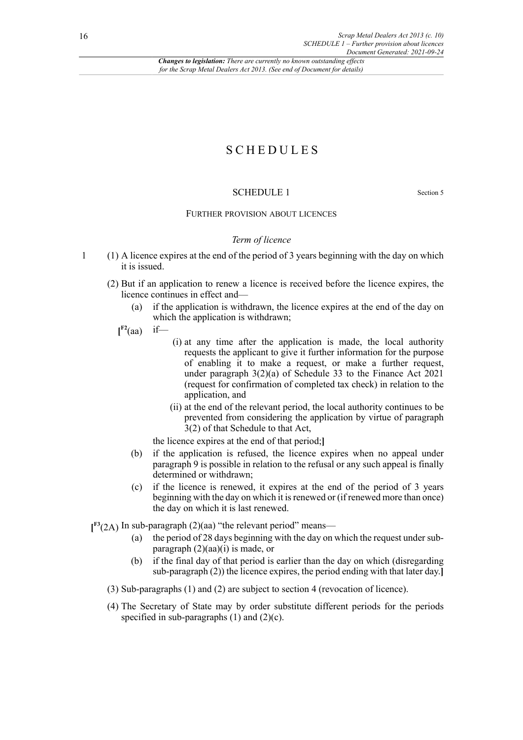# SCHEDULES

## SCHEDULE 1

Section 5

FURTHER PROVISION ABOUT LICENCES

*Term of licence*

1 (1) A licence expires at the end of the period of 3 years beginning with the day on which it is issued.

(2) But if an application to renew a licence is received before the licence expires, the licence continues in effect and—

(a) if the application is withdrawn, the licence expires at the end of the day on which the application is withdrawn;

[F2(aa) if—

(i) at any time after the application is made, the local authority requests the applicant to give it further information for the purpose of enabling it to make a request, or make a further request, under paragraph 3(2)(a) of Schedule 33 to the Finance Act 2021 (request for confirmation of completed tax check) in relation to the application, and

(ii) at the end of the relevant period, the local authority continues to be prevented from considering the application by virtue of paragraph 3(2) of that Schedule to that Act,

the licence expires at the end of that period;]

(b) if the application is refused, the licence expires when no appeal under paragraph 9 is possible in relation to the refusal or any such appeal is finally determined or withdrawn;

(c) if the licence is renewed, it expires at the end of the period of 3 years beginning with the day on which it is renewed or (if renewed more than once) the day on which it is last renewed.

[F3(2A) In sub-paragraph (2)(aa) "the relevant period" means—

(a) the period of 28 days beginning with the day on which the request under sub-paragraph (2)(aa)(i) is made, or

(b) if the final day of that period is earlier than the day on which (disregarding sub-paragraph (2)) the licence expires, the period ending with that later day.]

(3) Sub-paragraphs (1) and (2) are subject to section 4 (revocation of licence).

(4) The Secretary of State may by order substitute different periods for the periods specified in sub-paragraphs (1) and (2)(c).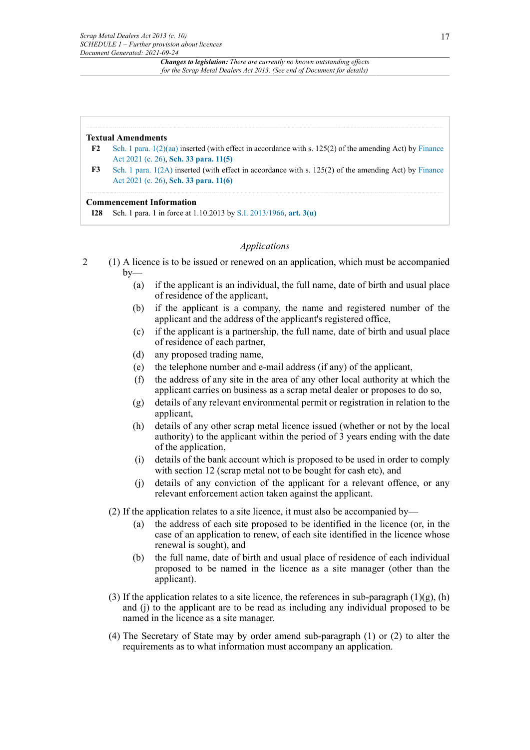**Textual Amendments**

**F2** Sch. 1 para. 1(2)(aa) inserted (with effect in accordance with s. 125(2) of the amending Act) by Finance Act 2021 (c. 26), **Sch. 33 para. 11(5)**

**F3** Sch. 1 para. 1(2A) inserted (with effect in accordance with s. 125(2) of the amending Act) by Finance Act 2021 (c. 26), **Sch. 33 para. 11(6)**

**Commencement Information**

**I28** Sch. 1 para. 1 in force at 1.10.2013 by S.I. 2013/1966, **art. 3(u)**

*Applications*

2 (1) A licence is to be issued or renewed on an application, which must be accompanied by—

(a) if the applicant is an individual, the full name, date of birth and usual place of residence of the applicant,

(b) if the applicant is a company, the name and registered number of the applicant and the address of the applicant's registered office,

(c) if the applicant is a partnership, the full name, date of birth and usual place of residence of each partner,

(d) any proposed trading name,

(e) the telephone number and e-mail address (if any) of the applicant,

(f) the address of any site in the area of any other local authority at which the applicant carries on business as a scrap metal dealer or proposes to do so,

(g) details of any relevant environmental permit or registration in relation to the applicant,

(h) details of any other scrap metal licence issued (whether or not by the local authority) to the applicant within the period of 3 years ending with the date of the application,

(i) details of the bank account which is proposed to be used in order to comply with section 12 (scrap metal not to be bought for cash etc), and

(j) details of any conviction of the applicant for a relevant offence, or any relevant enforcement action taken against the applicant.

(2) If the application relates to a site licence, it must also be accompanied by—

(a) the address of each site proposed to be identified in the licence (or, in the case of an application to renew, of each site identified in the licence whose renewal is sought), and

(b) the full name, date of birth and usual place of residence of each individual proposed to be named in the licence as a site manager (other than the applicant).

(3) If the application relates to a site licence, the references in sub-paragraph (1)(g), (h) and (j) to the applicant are to be read as including any individual proposed to be named in the licence as a site manager.

(4) The Secretary of State may by order amend sub-paragraph (1) or (2) to alter the requirements as to what information must accompany an application.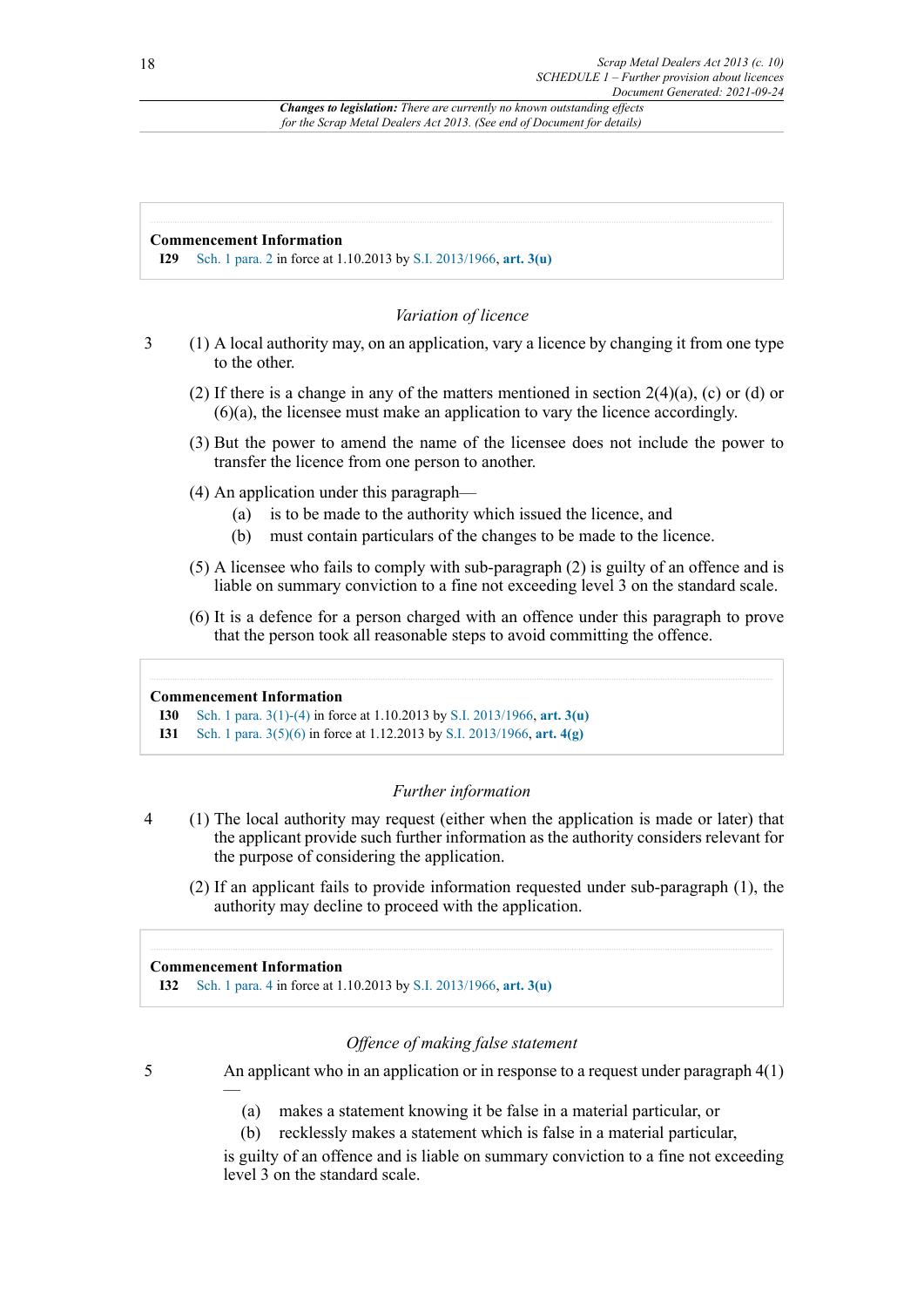> **Changes to legislation:** *There are currently no known outstanding effects for the Scrap Metal Dealers Act 2013. (See end of Document for details)*

**Commencement Information**

**I29** Sch. 1 para. 2 in force at 1.10.2013 by S.I. 2013/1966, **art. 3(u)**

### *Variation of licence*

3 (1) A local authority may, on an application, vary a licence by changing it from one type to the other.

(2) If there is a change in any of the matters mentioned in section 2(4)(a), (c) or (d) or (6)(a), the licensee must make an application to vary the licence accordingly.

(3) But the power to amend the name of the licensee does not include the power to transfer the licence from one person to another.

(4) An application under this paragraph—

- (a) is to be made to the authority which issued the licence, and
- (b) must contain particulars of the changes to be made to the licence.

(5) A licensee who fails to comply with sub-paragraph (2) is guilty of an offence and is liable on summary conviction to a fine not exceeding level 3 on the standard scale.

(6) It is a defence for a person charged with an offence under this paragraph to prove that the person took all reasonable steps to avoid committing the offence.

**Commencement Information**

**I30** Sch. 1 para. 3(1)-(4) in force at 1.10.2013 by S.I. 2013/1966, **art. 3(u)**

**I31** Sch. 1 para. 3(5)(6) in force at 1.12.2013 by S.I. 2013/1966, **art. 4(g)**

### *Further information*

4 (1) The local authority may request (either when the application is made or later) that the applicant provide such further information as the authority considers relevant for the purpose of considering the application.

(2) If an applicant fails to provide information requested under sub-paragraph (1), the authority may decline to proceed with the application.

**Commencement Information**

**I32** Sch. 1 para. 4 in force at 1.10.2013 by S.I. 2013/1966, **art. 3(u)**

### *Offence of making false statement*

5 An applicant who in an application or in response to a request under paragraph 4(1) —

- (a) makes a statement knowing it be false in a material particular, or
- (b) recklessly makes a statement which is false in a material particular,

is guilty of an offence and is liable on summary conviction to a fine not exceeding level 3 on the standard scale.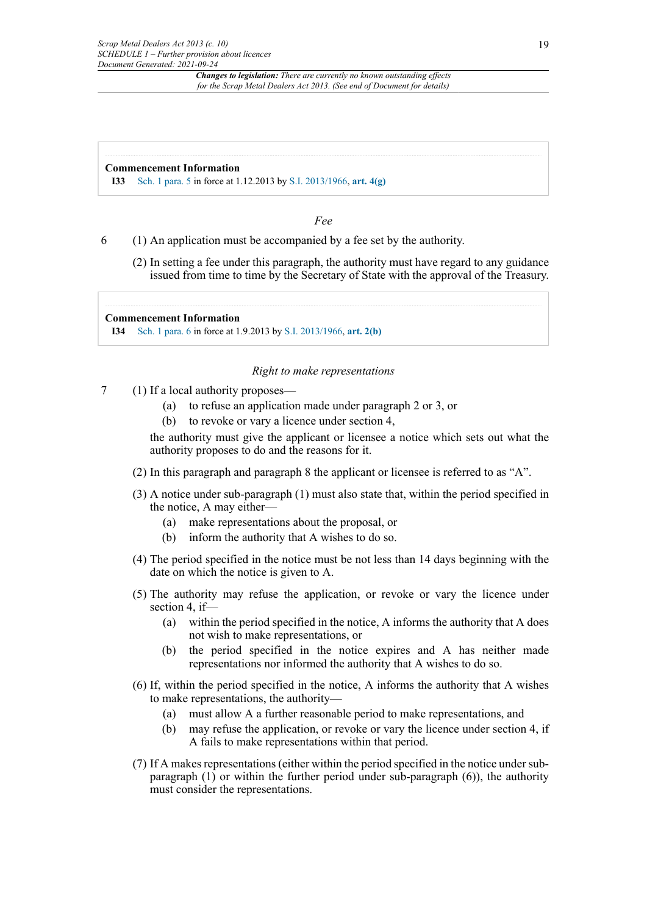**Commencement Information**

**I33** Sch. 1 para. 5 in force at 1.12.2013 by S.I. 2013/1966, **art. 4(g)**

*Fee*

6 (1) An application must be accompanied by a fee set by the authority.

(2) In setting a fee under this paragraph, the authority must have regard to any guidance issued from time to time by the Secretary of State with the approval of the Treasury.

**Commencement Information**

**I34** Sch. 1 para. 6 in force at 1.9.2013 by S.I. 2013/1966, **art. 2(b)**

*Right to make representations*

7 (1) If a local authority proposes—

(a) to refuse an application made under paragraph 2 or 3, or

(b) to revoke or vary a licence under section 4,

the authority must give the applicant or licensee a notice which sets out what the authority proposes to do and the reasons for it.

(2) In this paragraph and paragraph 8 the applicant or licensee is referred to as "A".

(3) A notice under sub-paragraph (1) must also state that, within the period specified in the notice, A may either—

(a) make representations about the proposal, or

(b) inform the authority that A wishes to do so.

(4) The period specified in the notice must be not less than 14 days beginning with the date on which the notice is given to A.

(5) The authority may refuse the application, or revoke or vary the licence under section 4, if—

(a) within the period specified in the notice, A informs the authority that A does not wish to make representations, or

(b) the period specified in the notice expires and A has neither made representations nor informed the authority that A wishes to do so.

(6) If, within the period specified in the notice, A informs the authority that A wishes to make representations, the authority—

(a) must allow A a further reasonable period to make representations, and

(b) may refuse the application, or revoke or vary the licence under section 4, if A fails to make representations within that period.

(7) If A makes representations (either within the period specified in the notice under sub-paragraph (1) or within the further period under sub-paragraph (6)), the authority must consider the representations.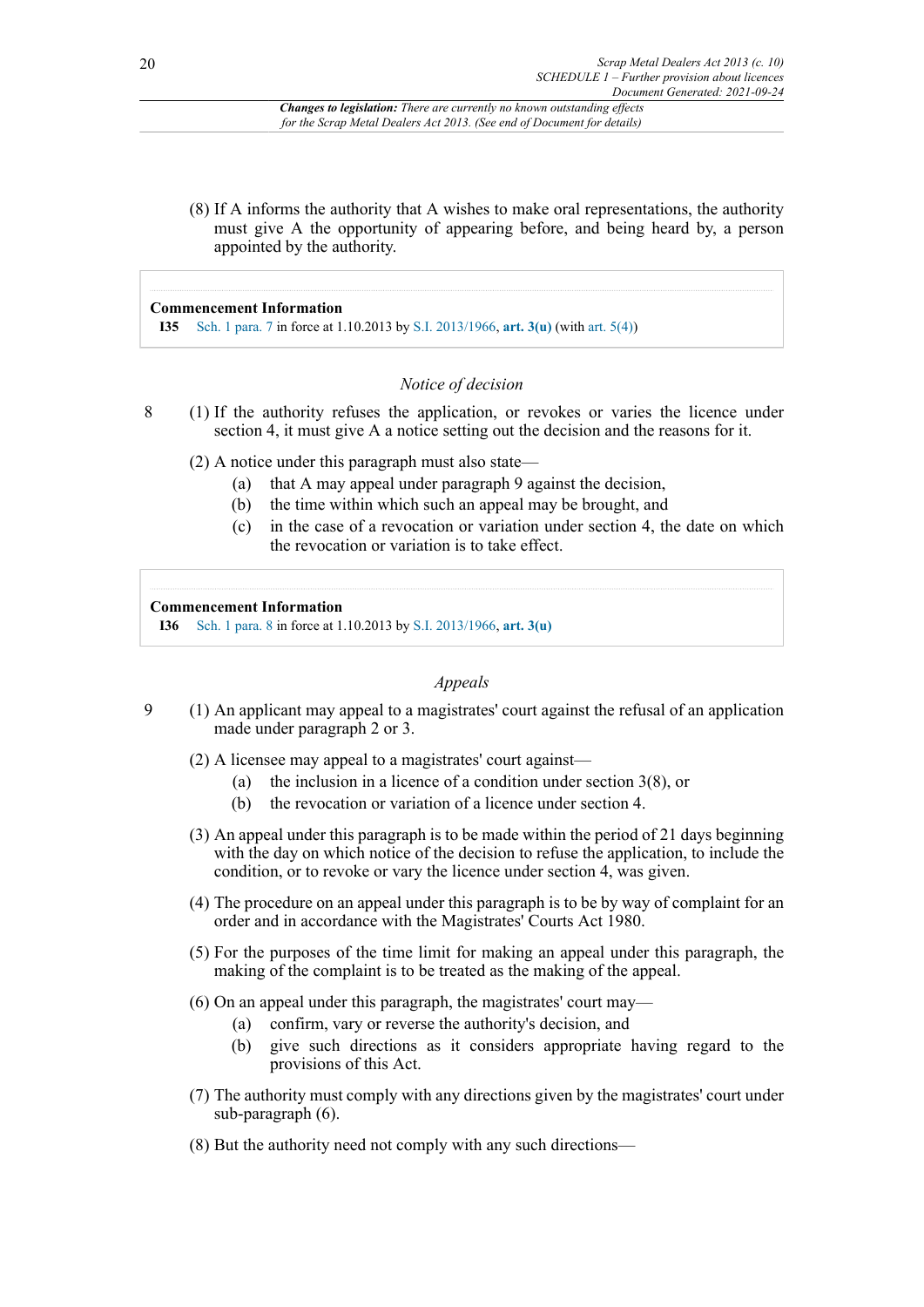*Changes to legislation: There are currently no known outstanding effects for the Scrap Metal Dealers Act 2013. (See end of Document for details)*

(8) If A informs the authority that A wishes to make oral representations, the authority must give A the opportunity of appearing before, and being heard by, a person appointed by the authority.

**Commencement Information**

**I35** Sch. 1 para. 7 in force at 1.10.2013 by S.I. 2013/1966, **art. 3(u)** (with art. 5(4))

*Notice of decision*

8 (1) If the authority refuses the application, or revokes or varies the licence under section 4, it must give A a notice setting out the decision and the reasons for it.

(2) A notice under this paragraph must also state—

(a) that A may appeal under paragraph 9 against the decision,

(b) the time within which such an appeal may be brought, and

(c) in the case of a revocation or variation under section 4, the date on which the revocation or variation is to take effect.

**Commencement Information**

**I36** Sch. 1 para. 8 in force at 1.10.2013 by S.I. 2013/1966, **art. 3(u)**

*Appeals*

9 (1) An applicant may appeal to a magistrates' court against the refusal of an application made under paragraph 2 or 3.

(2) A licensee may appeal to a magistrates' court against—

(a) the inclusion in a licence of a condition under section 3(8), or

(b) the revocation or variation of a licence under section 4.

(3) An appeal under this paragraph is to be made within the period of 21 days beginning with the day on which notice of the decision to refuse the application, to include the condition, or to revoke or vary the licence under section 4, was given.

(4) The procedure on an appeal under this paragraph is to be by way of complaint for an order and in accordance with the Magistrates' Courts Act 1980.

(5) For the purposes of the time limit for making an appeal under this paragraph, the making of the complaint is to be treated as the making of the appeal.

(6) On an appeal under this paragraph, the magistrates' court may—

(a) confirm, vary or reverse the authority's decision, and

(b) give such directions as it considers appropriate having regard to the provisions of this Act.

(7) The authority must comply with any directions given by the magistrates' court under sub-paragraph (6).

(8) But the authority need not comply with any such directions—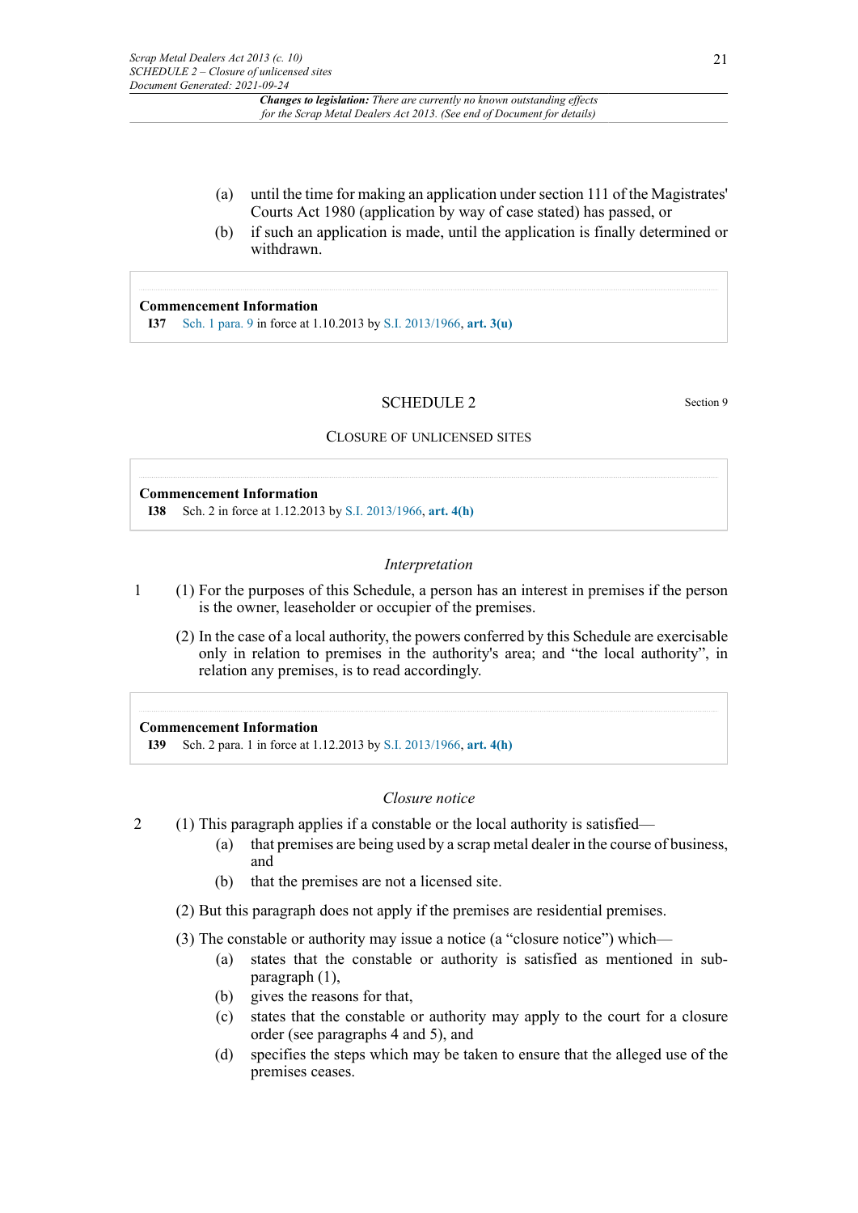(a) until the time for making an application under section 111 of the Magistrates' Courts Act 1980 (application by way of case stated) has passed, or

(b) if such an application is made, until the application is finally determined or withdrawn.

**Commencement Information**

**I37** Sch. 1 para. 9 in force at 1.10.2013 by S.I. 2013/1966, **art. 3(u)**

## SCHEDULE 2

Section 9

### CLOSURE OF UNLICENSED SITES

**Commencement Information**

**I38** Sch. 2 in force at 1.12.2013 by S.I. 2013/1966, **art. 4(h)**

*Interpretation*

1 (1) For the purposes of this Schedule, a person has an interest in premises if the person is the owner, leaseholder or occupier of the premises.

(2) In the case of a local authority, the powers conferred by this Schedule are exercisable only in relation to premises in the authority's area; and "the local authority", in relation any premises, is to read accordingly.

**Commencement Information**

**I39** Sch. 2 para. 1 in force at 1.12.2013 by S.I. 2013/1966, **art. 4(h)**

*Closure notice*

2 (1) This paragraph applies if a constable or the local authority is satisfied—

(a) that premises are being used by a scrap metal dealer in the course of business, and

(b) that the premises are not a licensed site.

(2) But this paragraph does not apply if the premises are residential premises.

(3) The constable or authority may issue a notice (a "closure notice") which—

(a) states that the constable or authority is satisfied as mentioned in sub-paragraph (1),

(b) gives the reasons for that,

(c) states that the constable or authority may apply to the court for a closure order (see paragraphs 4 and 5), and

(d) specifies the steps which may be taken to ensure that the alleged use of the premises ceases.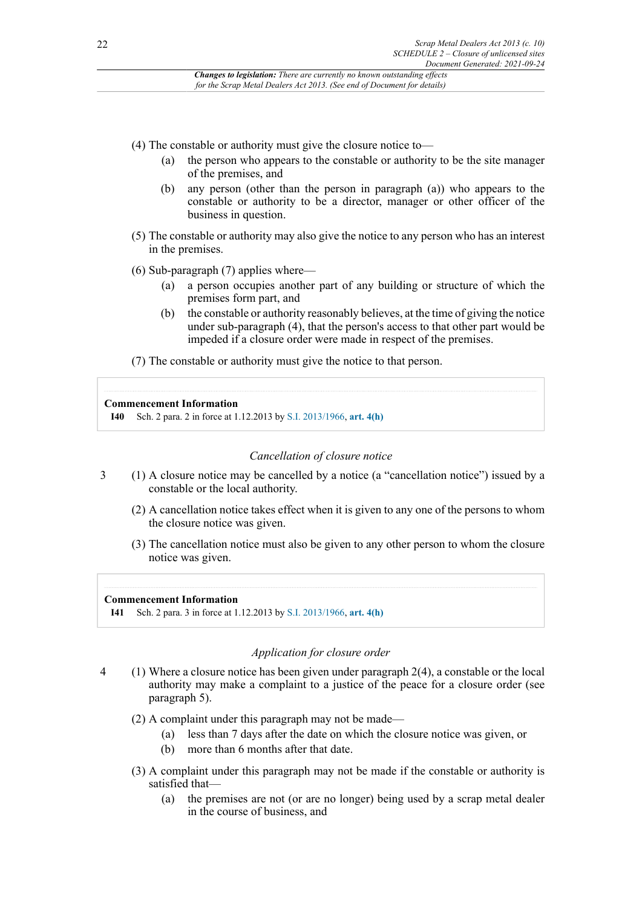(4) The constable or authority must give the closure notice to—

   (a) the person who appears to the constable or authority to be the site manager of the premises, and

   (b) any person (other than the person in paragraph (a)) who appears to the constable or authority to be a director, manager or other officer of the business in question.

(5) The constable or authority may also give the notice to any person who has an interest in the premises.

(6) Sub-paragraph (7) applies where—

   (a) a person occupies another part of any building or structure of which the premises form part, and

   (b) the constable or authority reasonably believes, at the time of giving the notice under sub-paragraph (4), that the person's access to that other part would be impeded if a closure order were made in respect of the premises.

(7) The constable or authority must give the notice to that person.

**Commencement Information**

**I40** Sch. 2 para. 2 in force at 1.12.2013 by S.I. 2013/1966, **art. 4(h)**

*Cancellation of closure notice*

3 (1) A closure notice may be cancelled by a notice (a "cancellation notice") issued by a constable or the local authority.

(2) A cancellation notice takes effect when it is given to any one of the persons to whom the closure notice was given.

(3) The cancellation notice must also be given to any other person to whom the closure notice was given.

**Commencement Information**

**I41** Sch. 2 para. 3 in force at 1.12.2013 by S.I. 2013/1966, **art. 4(h)**

*Application for closure order*

4 (1) Where a closure notice has been given under paragraph 2(4), a constable or the local authority may make a complaint to a justice of the peace for a closure order (see paragraph 5).

(2) A complaint under this paragraph may not be made—

   (a) less than 7 days after the date on which the closure notice was given, or

   (b) more than 6 months after that date.

(3) A complaint under this paragraph may not be made if the constable or authority is satisfied that—

   (a) the premises are not (or are no longer) being used by a scrap metal dealer in the course of business, and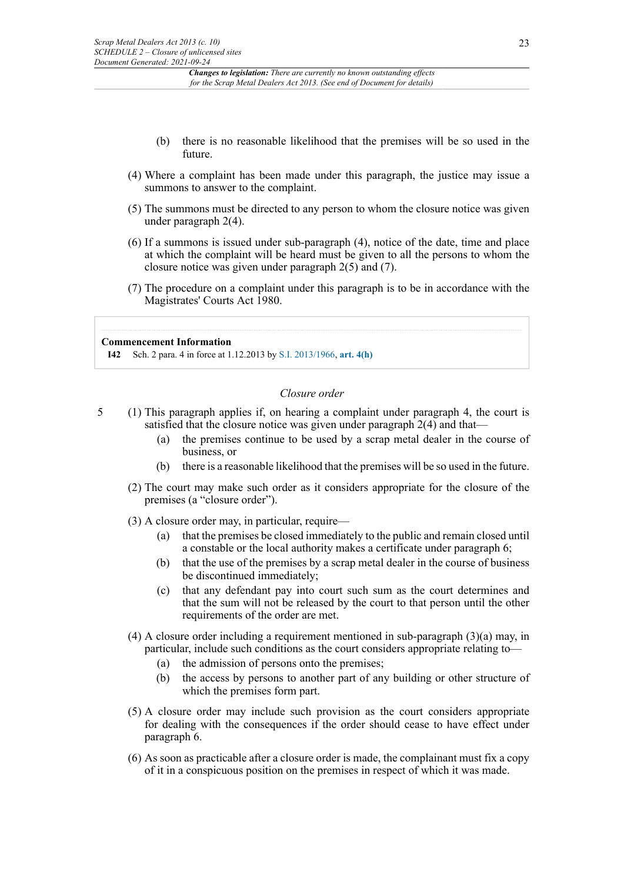(b) there is no reasonable likelihood that the premises will be so used in the future.

(4) Where a complaint has been made under this paragraph, the justice may issue a summons to answer to the complaint.

(5) The summons must be directed to any person to whom the closure notice was given under paragraph 2(4).

(6) If a summons is issued under sub-paragraph (4), notice of the date, time and place at which the complaint will be heard must be given to all the persons to whom the closure notice was given under paragraph 2(5) and (7).

(7) The procedure on a complaint under this paragraph is to be in accordance with the Magistrates' Courts Act 1980.

> **Commencement Information**
>
> **I42** Sch. 2 para. 4 in force at 1.12.2013 by S.I. 2013/1966, **art. 4(h)**

*Closure order*

5 (1) This paragraph applies if, on hearing a complaint under paragraph 4, the court is satisfied that the closure notice was given under paragraph 2(4) and that—

(a) the premises continue to be used by a scrap metal dealer in the course of business, or

(b) there is a reasonable likelihood that the premises will be so used in the future.

(2) The court may make such order as it considers appropriate for the closure of the premises (a "closure order").

(3) A closure order may, in particular, require—

(a) that the premises be closed immediately to the public and remain closed until a constable or the local authority makes a certificate under paragraph 6;

(b) that the use of the premises by a scrap metal dealer in the course of business be discontinued immediately;

(c) that any defendant pay into court such sum as the court determines and that the sum will not be released by the court to that person until the other requirements of the order are met.

(4) A closure order including a requirement mentioned in sub-paragraph (3)(a) may, in particular, include such conditions as the court considers appropriate relating to—

(a) the admission of persons onto the premises;

(b) the access by persons to another part of any building or other structure of which the premises form part.

(5) A closure order may include such provision as the court considers appropriate for dealing with the consequences if the order should cease to have effect under paragraph 6.

(6) As soon as practicable after a closure order is made, the complainant must fix a copy of it in a conspicuous position on the premises in respect of which it was made.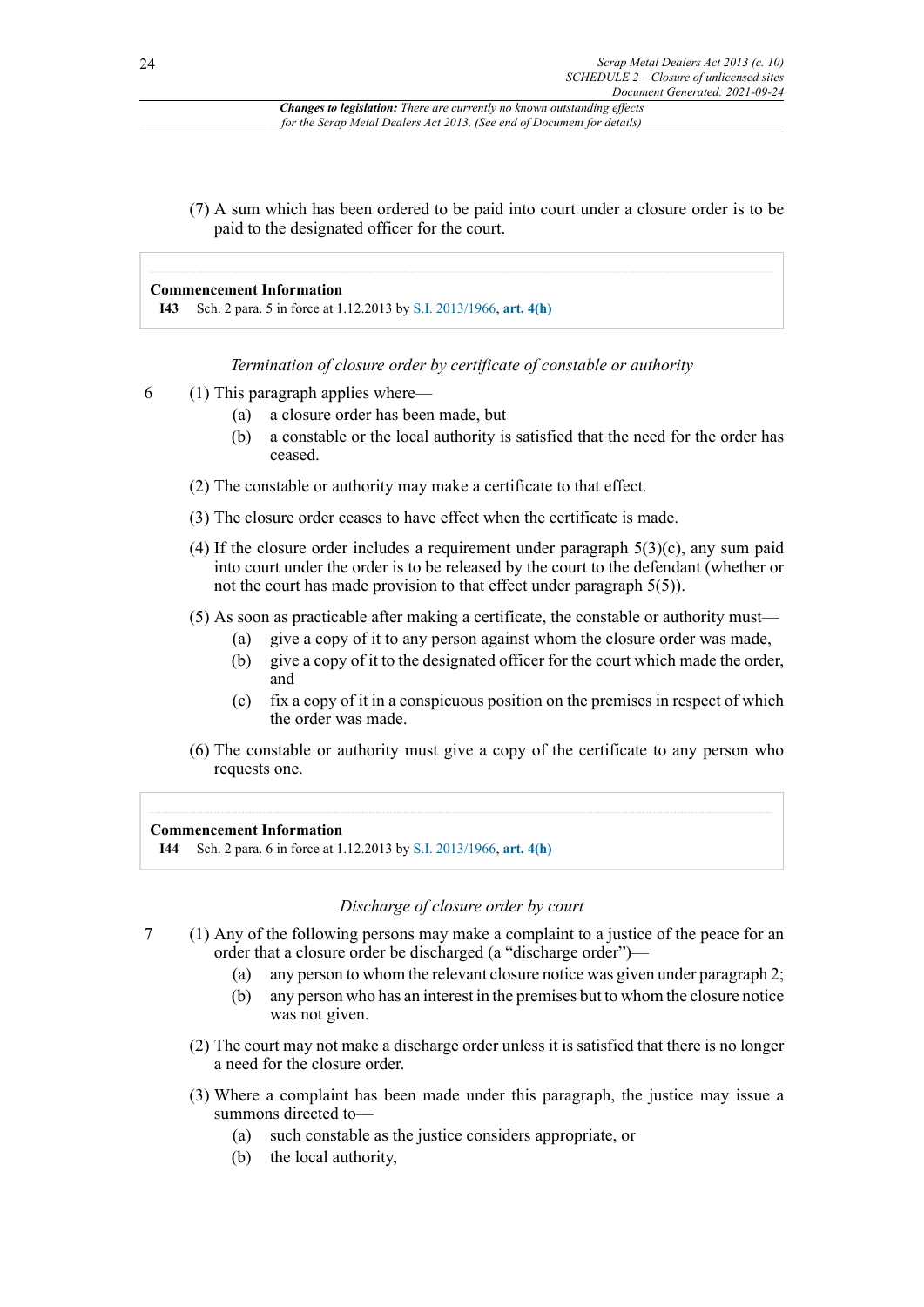Changes to legislation: *There are currently no known outstanding effects for the Scrap Metal Dealers Act 2013. (See end of Document for details)*

(7) A sum which has been ordered to be paid into court under a closure order is to be paid to the designated officer for the court.

**Commencement Information**

**I43** Sch. 2 para. 5 in force at 1.12.2013 by S.I. 2013/1966, **art. 4(h)**

*Termination of closure order by certificate of constable or authority*

6 (1) This paragraph applies where—

(a) a closure order has been made, but

(b) a constable or the local authority is satisfied that the need for the order has ceased.

(2) The constable or authority may make a certificate to that effect.

(3) The closure order ceases to have effect when the certificate is made.

(4) If the closure order includes a requirement under paragraph 5(3)(c), any sum paid into court under the order is to be released by the court to the defendant (whether or not the court has made provision to that effect under paragraph 5(5)).

(5) As soon as practicable after making a certificate, the constable or authority must—

(a) give a copy of it to any person against whom the closure order was made,

(b) give a copy of it to the designated officer for the court which made the order, and

(c) fix a copy of it in a conspicuous position on the premises in respect of which the order was made.

(6) The constable or authority must give a copy of the certificate to any person who requests one.

**Commencement Information**

**I44** Sch. 2 para. 6 in force at 1.12.2013 by S.I. 2013/1966, **art. 4(h)**

*Discharge of closure order by court*

7 (1) Any of the following persons may make a complaint to a justice of the peace for an order that a closure order be discharged (a "discharge order")—

(a) any person to whom the relevant closure notice was given under paragraph 2;

(b) any person who has an interest in the premises but to whom the closure notice was not given.

(2) The court may not make a discharge order unless it is satisfied that there is no longer a need for the closure order.

(3) Where a complaint has been made under this paragraph, the justice may issue a summons directed to—

(a) such constable as the justice considers appropriate, or

(b) the local authority,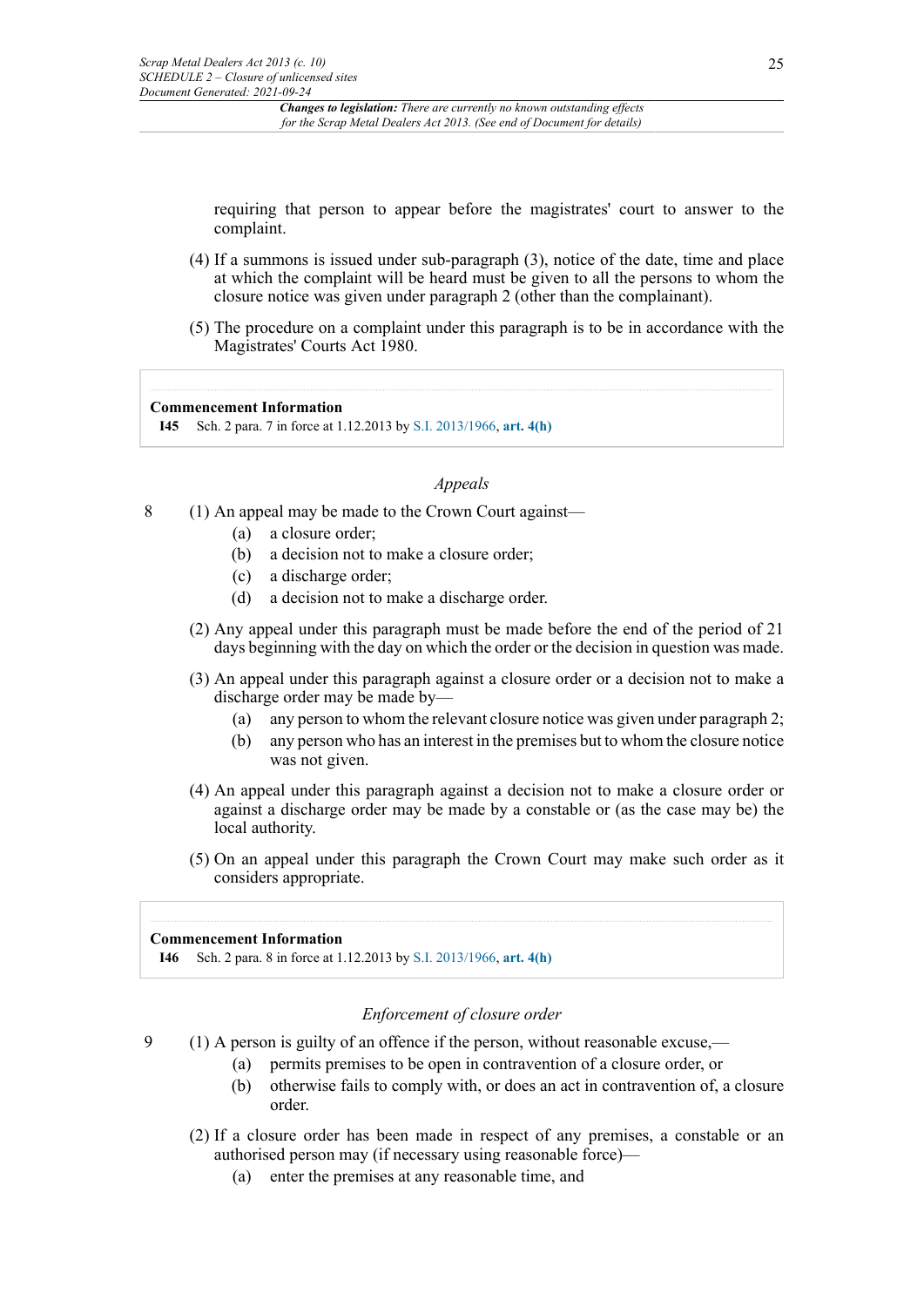requiring that person to appear before the magistrates' court to answer to the complaint.

(4) If a summons is issued under sub-paragraph (3), notice of the date, time and place at which the complaint will be heard must be given to all the persons to whom the closure notice was given under paragraph 2 (other than the complainant).

(5) The procedure on a complaint under this paragraph is to be in accordance with the Magistrates' Courts Act 1980.

**Commencement Information**

**I45** Sch. 2 para. 7 in force at 1.12.2013 by S.I. 2013/1966, **art. 4(h)**

*Appeals*

8 (1) An appeal may be made to the Crown Court against—

(a) a closure order;

(b) a decision not to make a closure order;

(c) a discharge order;

(d) a decision not to make a discharge order.

(2) Any appeal under this paragraph must be made before the end of the period of 21 days beginning with the day on which the order or the decision in question was made.

(3) An appeal under this paragraph against a closure order or a decision not to make a discharge order may be made by—

(a) any person to whom the relevant closure notice was given under paragraph 2;

(b) any person who has an interest in the premises but to whom the closure notice was not given.

(4) An appeal under this paragraph against a decision not to make a closure order or against a discharge order may be made by a constable or (as the case may be) the local authority.

(5) On an appeal under this paragraph the Crown Court may make such order as it considers appropriate.

**Commencement Information**

**I46** Sch. 2 para. 8 in force at 1.12.2013 by S.I. 2013/1966, **art. 4(h)**

*Enforcement of closure order*

9 (1) A person is guilty of an offence if the person, without reasonable excuse,—

(a) permits premises to be open in contravention of a closure order, or

(b) otherwise fails to comply with, or does an act in contravention of, a closure order.

(2) If a closure order has been made in respect of any premises, a constable or an authorised person may (if necessary using reasonable force)—

(a) enter the premises at any reasonable time, and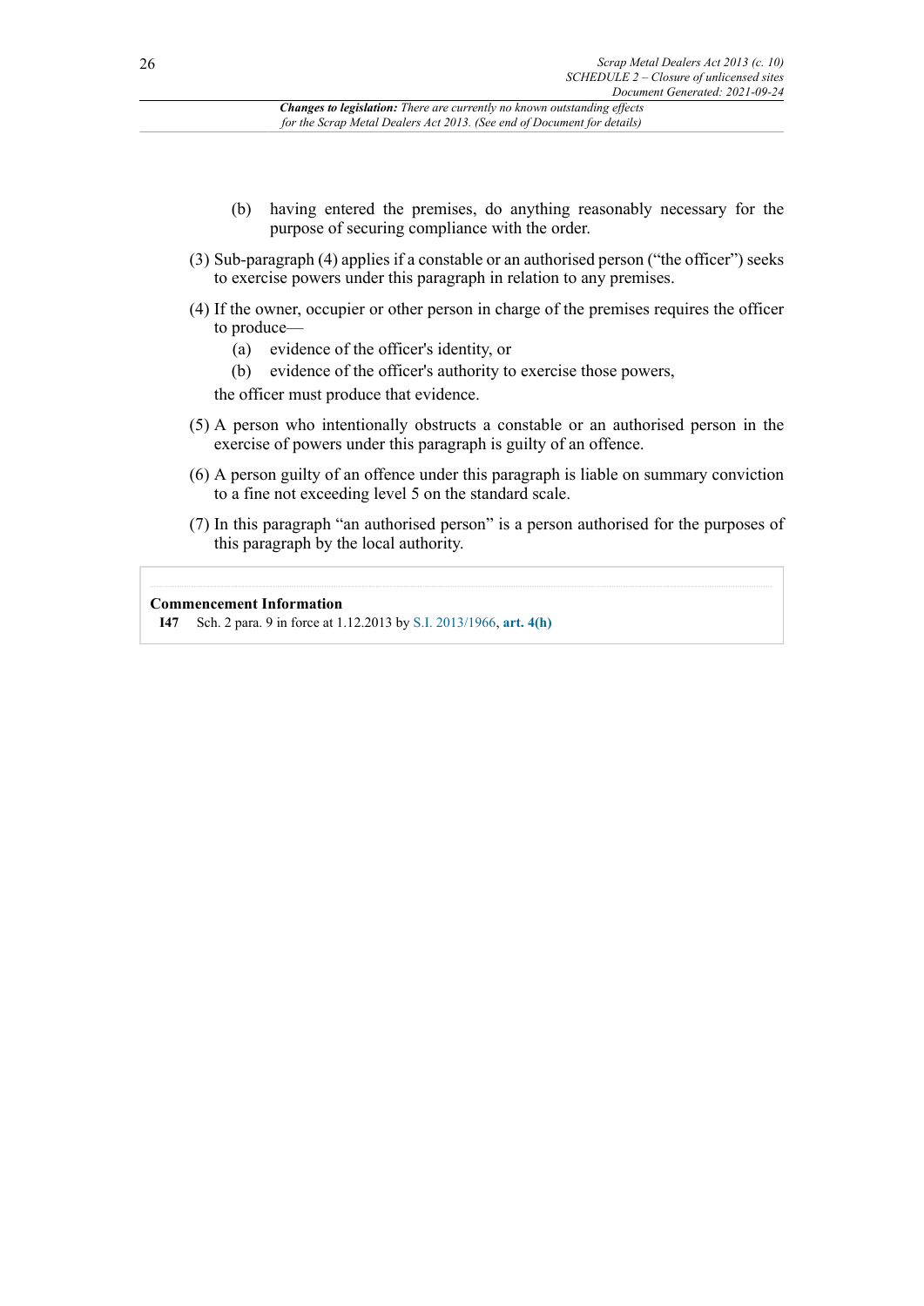(b) having entered the premises, do anything reasonably necessary for the purpose of securing compliance with the order.

(3) Sub-paragraph (4) applies if a constable or an authorised person ("the officer") seeks to exercise powers under this paragraph in relation to any premises.

(4) If the owner, occupier or other person in charge of the premises requires the officer to produce—

(a) evidence of the officer's identity, or

(b) evidence of the officer's authority to exercise those powers,

the officer must produce that evidence.

(5) A person who intentionally obstructs a constable or an authorised person in the exercise of powers under this paragraph is guilty of an offence.

(6) A person guilty of an offence under this paragraph is liable on summary conviction to a fine not exceeding level 5 on the standard scale.

(7) In this paragraph "an authorised person" is a person authorised for the purposes of this paragraph by the local authority.

**Commencement Information**

**I47** Sch. 2 para. 9 in force at 1.12.2013 by S.I. 2013/1966, **art. 4(h)**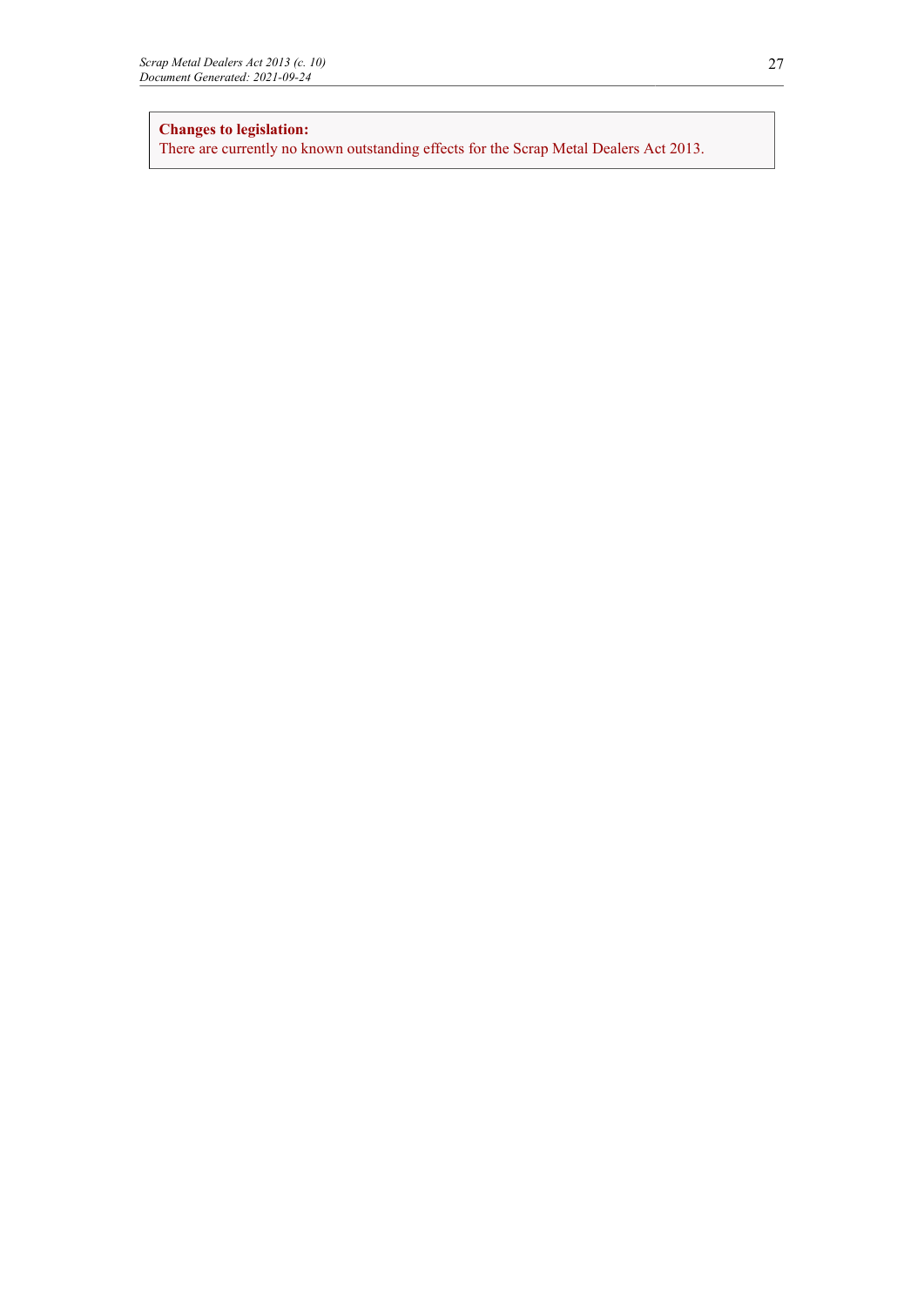**Changes to legislation:**
There are currently no known outstanding effects for the Scrap Metal Dealers Act 2013.